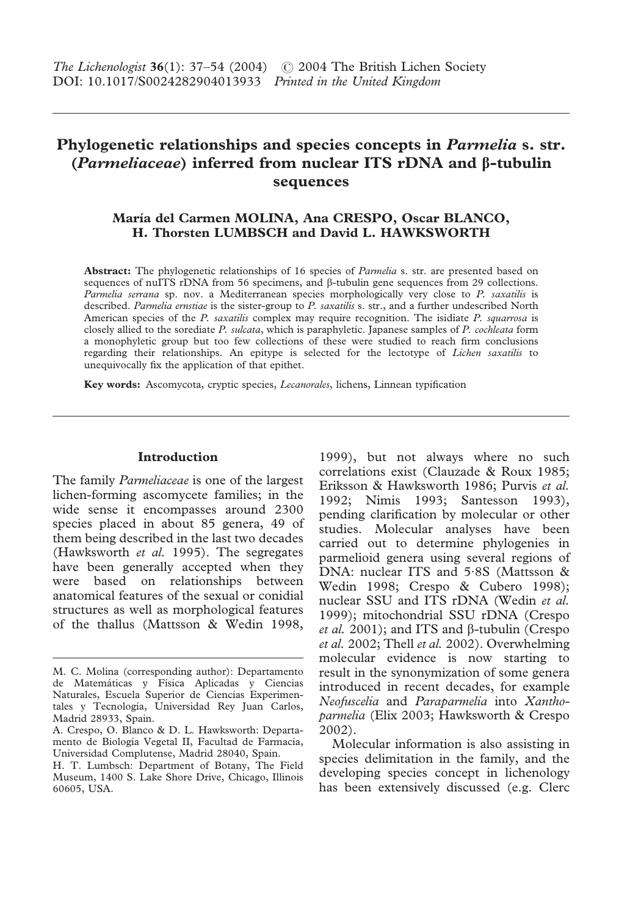*The Lichenologist* **36**(1): 37–54 (2004) © 2004 The British Lichen Society
DOI: 10.1017/S0024282904013933 *Printed in the United Kingdom*

# Phylogenetic relationships and species concepts in *Parmelia* s. str. (*Parmeliaceae*) inferred from nuclear ITS rDNA and β-tubulin sequences

**María del Carmen MOLINA, Ana CRESPO, Oscar BLANCO, H. Thorsten LUMBSCH and David L. HAWKSWORTH**

**Abstract:** The phylogenetic relationships of 16 species of *Parmelia* s. str. are presented based on sequences of nuITS rDNA from 56 specimens, and β-tubulin gene sequences from 29 collections. *Parmelia serrana* sp. nov. a Mediterranean species morphologically very close to *P. saxatilis* is described. *Parmelia ernstiae* is the sister-group to *P. saxatilis* s. str., and a further undescribed North American species of the *P. saxatilis* complex may require recognition. The isidiate *P. squarrosa* is closely allied to the sorediate *P. sulcata*, which is paraphyletic. Japanese samples of *P. cochleata* form a monophyletic group but too few collections of these were studied to reach firm conclusions regarding their relationships. An epitype is selected for the lectotype of *Lichen saxatilis* to unequivocally fix the application of that epithet.

**Key words:** Ascomycota, cryptic species, *Lecanorales*, lichens, Linnean typification

## Introduction

The family *Parmeliaceae* is one of the largest lichen-forming ascomycete families; in the wide sense it encompasses around 2300 species placed in about 85 genera, 49 of them being described in the last two decades (Hawksworth *et al.* 1995). The segregates have been generally accepted when they were based on relationships between anatomical features of the sexual or conidial structures as well as morphological features of the thallus (Mattsson & Wedin 1998, 1999), but not always where no such correlations exist (Clauzade & Roux 1985; Eriksson & Hawksworth 1986; Purvis *et al.* 1992; Nimis 1993; Santesson 1993), pending clarification by molecular or other studies. Molecular analyses have been carried out to determine phylogenies in parmelioid genera using several regions of DNA: nuclear ITS and 5·8S (Mattsson & Wedin 1998; Crespo & Cubero 1998); nuclear SSU and ITS rDNA (Wedin *et al.* 1999); mitochondrial SSU rDNA (Crespo *et al.* 2001); and ITS and β-tubulin (Crespo *et al.* 2002; Thell *et al.* 2002). Overwhelming molecular evidence is now starting to result in the synonymization of some genera introduced in recent decades, for example *Neofuscelia* and *Paraparmelia* into *Xanthoparmelia* (Elix 2003; Hawksworth & Crespo 2002).

Molecular information is also assisting in species delimitation in the family, and the developing species concept in lichenology has been extensively discussed (e.g. Clerc

---

M. C. Molina (corresponding author): Departamento de Matemáticas y Física Aplicadas y Ciencias Naturales, Escuela Superior de Ciencias Experimentales y Tecnología, Universidad Rey Juan Carlos, Madrid 28933, Spain.

A. Crespo, O. Blanco & D. L. Hawksworth: Departamento de Biología Vegetal II, Facultad de Farmacia, Universidad Complutense, Madrid 28040, Spain.

H. T. Lumbsch: Department of Botany, The Field Museum, 1400 S. Lake Shore Drive, Chicago, Illinois 60605, USA.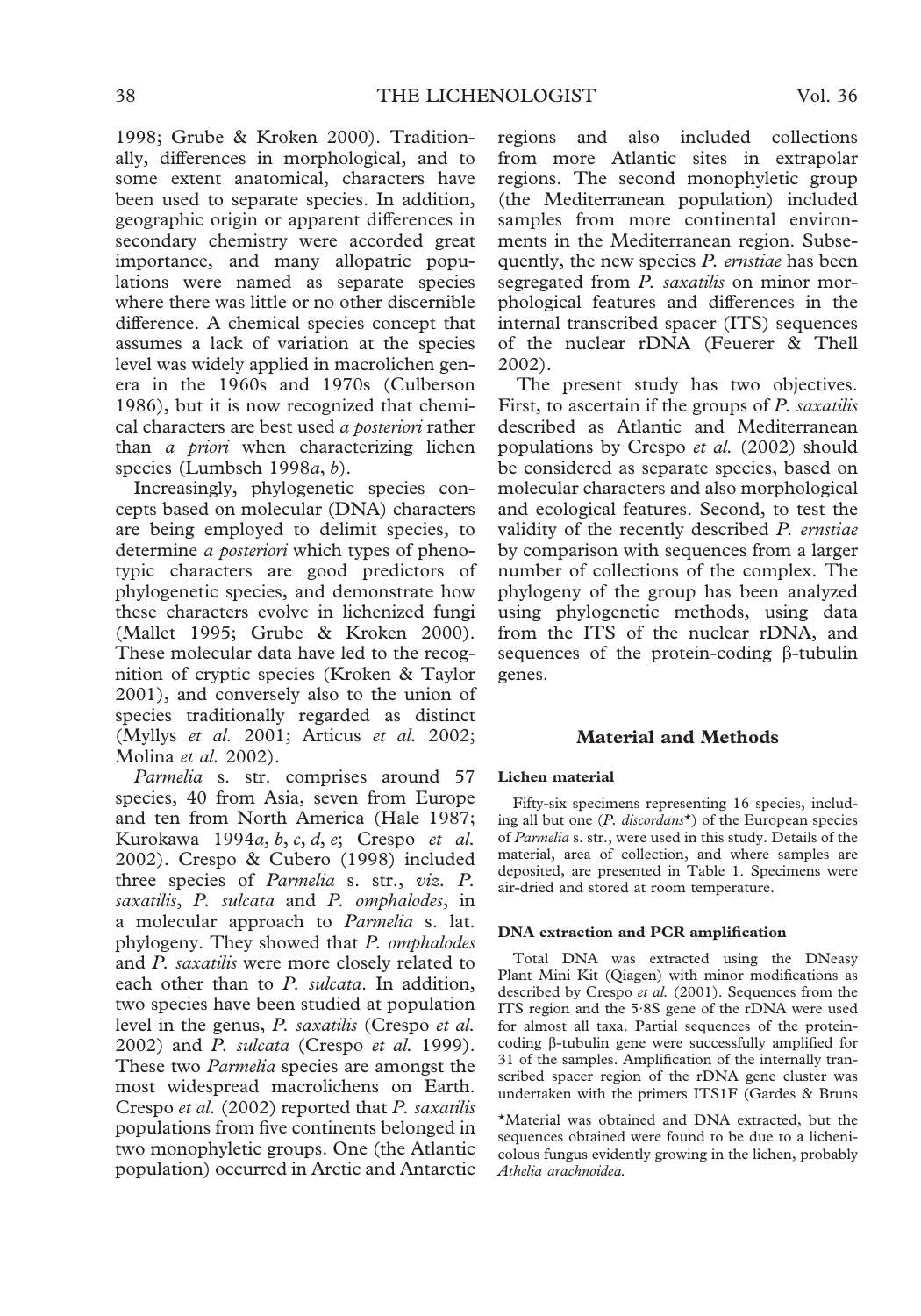1998; Grube & Kroken 2000). Traditionally, differences in morphological, and to some extent anatomical, characters have been used to separate species. In addition, geographic origin or apparent differences in secondary chemistry were accorded great importance, and many allopatric populations were named as separate species where there was little or no other discernible difference. A chemical species concept that assumes a lack of variation at the species level was widely applied in macrolichen genera in the 1960s and 1970s (Culberson 1986), but it is now recognized that chemical characters are best used *a posteriori* rather than *a priori* when characterizing lichen species (Lumbsch 1998*a*, *b*).

Increasingly, phylogenetic species concepts based on molecular (DNA) characters are being employed to delimit species, to determine *a posteriori* which types of phenotypic characters are good predictors of phylogenetic species, and demonstrate how these characters evolve in lichenized fungi (Mallet 1995; Grube & Kroken 2000). These molecular data have led to the recognition of cryptic species (Kroken & Taylor 2001), and conversely also to the union of species traditionally regarded as distinct (Myllys *et al.* 2001; Articus *et al.* 2002; Molina *et al.* 2002).

*Parmelia* s. str. comprises around 57 species, 40 from Asia, seven from Europe and ten from North America (Hale 1987; Kurokawa 1994*a*, *b*, *c*, *d*, *e*; Crespo *et al.* 2002). Crespo & Cubero (1998) included three species of *Parmelia* s. str., *viz*. *P. saxatilis*, *P. sulcata* and *P. omphalodes*, in a molecular approach to *Parmelia* s. lat. phylogeny. They showed that *P. omphalodes* and *P. saxatilis* were more closely related to each other than to *P. sulcata*. In addition, two species have been studied at population level in the genus, *P. saxatilis* (Crespo *et al.* 2002) and *P. sulcata* (Crespo *et al.* 1999). These two *Parmelia* species are amongst the most widespread macrolichens on Earth. Crespo *et al.* (2002) reported that *P. saxatilis* populations from five continents belonged in two monophyletic groups. One (the Atlantic population) occurred in Arctic and Antarctic regions and also included collections from more Atlantic sites in extrapolar regions. The second monophyletic group (the Mediterranean population) included samples from more continental environments in the Mediterranean region. Subsequently, the new species *P. ernstiae* has been segregated from *P. saxatilis* on minor morphological features and differences in the internal transcribed spacer (ITS) sequences of the nuclear rDNA (Feuerer & Thell 2002).

The present study has two objectives. First, to ascertain if the groups of *P. saxatilis* described as Atlantic and Mediterranean populations by Crespo *et al.* (2002) should be considered as separate species, based on molecular characters and also morphological and ecological features. Second, to test the validity of the recently described *P. ernstiae* by comparison with sequences from a larger number of collections of the complex. The phylogeny of the group has been analyzed using phylogenetic methods, using data from the ITS of the nuclear rDNA, and sequences of the protein-coding β-tubulin genes.

## Material and Methods

### Lichen material

Fifty-six specimens representing 16 species, including all but one (*P. discordans*\*) of the European species of *Parmelia* s. str., were used in this study. Details of the material, area of collection, and where samples are deposited, are presented in Table 1. Specimens were air-dried and stored at room temperature.

### DNA extraction and PCR amplification

Total DNA was extracted using the DNeasy Plant Mini Kit (Qiagen) with minor modifications as described by Crespo *et al.* (2001). Sequences from the ITS region and the 5·8S gene of the rDNA were used for almost all taxa. Partial sequences of the protein-coding β-tubulin gene were successfully amplified for 31 of the samples. Amplification of the internally transcribed spacer region of the rDNA gene cluster was undertaken with the primers ITS1F (Gardes & Bruns

\*Material was obtained and DNA extracted, but the sequences obtained were found to be due to a lichenicolous fungus evidently growing in the lichen, probably *Athelia arachnoidea*.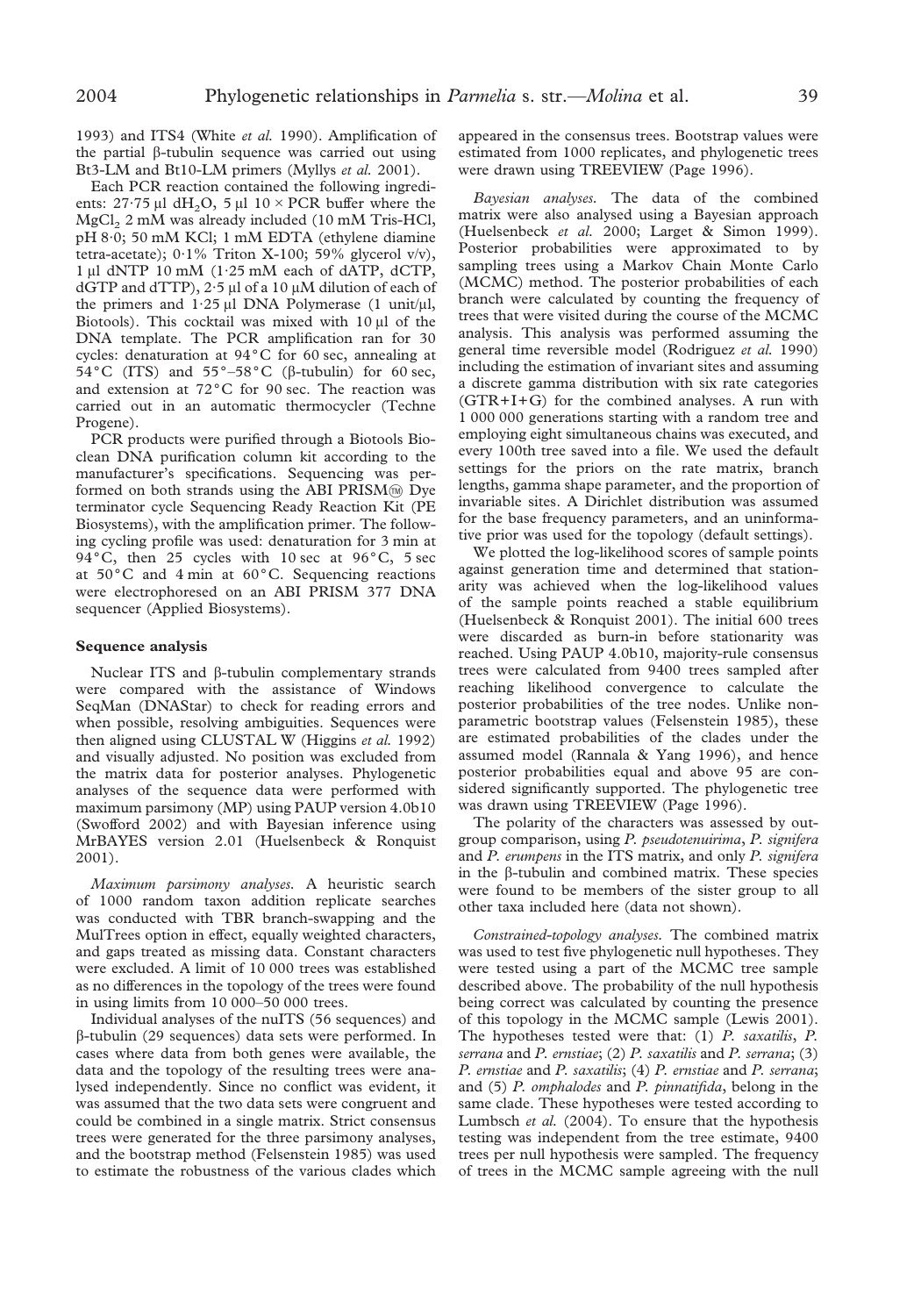1993) and ITS4 (White *et al.* 1990). Amplification of the partial β-tubulin sequence was carried out using Bt3-LM and Bt10-LM primers (Myllys *et al.* 2001).

Each PCR reaction contained the following ingredients: 27·75 μl $dH_2O$, 5 μl 10 × PCR buffer where the $MgCl_2$ 2 mM was already included (10 mM Tris-HCl, pH 8·0; 50 mM KCl; 1 mM EDTA (ethylene diamine tetra-acetate); 0·1% Triton X-100; 59% glycerol v/v), 1 μl dNTP 10 mM (1·25 mM each of dATP, dCTP, dGTP and dTTP), 2·5 μl of a 10 μM dilution of each of the primers and 1·25 μl DNA Polymerase (1 unit/μl, Biotools). This cocktail was mixed with 10 μl of the DNA template. The PCR amplification ran for 30 cycles: denaturation at 94°C for 60 sec, annealing at 54°C (ITS) and 55°–58°C (β-tubulin) for 60 sec, and extension at 72°C for 90 sec. The reaction was carried out in an automatic thermocycler (Techne Progene).

PCR products were purified through a Biotools Bioclean DNA purification column kit according to the manufacturer's specifications. Sequencing was performed on both strands using the ABI PRISM™ Dye terminator cycle Sequencing Ready Reaction Kit (PE Biosystems), with the amplification primer. The following cycling profile was used: denaturation for 3 min at 94°C, then 25 cycles with 10 sec at 96°C, 5 sec at 50°C and 4 min at 60°C. Sequencing reactions were electrophoresed on an ABI PRISM 377 DNA sequencer (Applied Biosystems).

### Sequence analysis

Nuclear ITS and β-tubulin complementary strands were compared with the assistance of Windows SeqMan (DNAStar) to check for reading errors and when possible, resolving ambiguities. Sequences were then aligned using CLUSTAL W (Higgins *et al.* 1992) and visually adjusted. No position was excluded from the matrix data for posterior analyses. Phylogenetic analyses of the sequence data were performed with maximum parsimony (MP) using PAUP version 4.0b10 (Swofford 2002) and with Bayesian inference using MrBAYES version 2.01 (Huelsenbeck & Ronquist 2001).

*Maximum parsimony analyses.* A heuristic search of 1000 random taxon addition replicate searches was conducted with TBR branch-swapping and the MulTrees option in effect, equally weighted characters, and gaps treated as missing data. Constant characters were excluded. A limit of 10 000 trees was established as no differences in the topology of the trees were found in using limits from 10 000–50 000 trees.

Individual analyses of the nuITS (56 sequences) and β-tubulin (29 sequences) data sets were performed. In cases where data from both genes were available, the data and the topology of the resulting trees were analysed independently. Since no conflict was evident, it was assumed that the two data sets were congruent and could be combined in a single matrix. Strict consensus trees were generated for the three parsimony analyses, and the bootstrap method (Felsenstein 1985) was used to estimate the robustness of the various clades which appeared in the consensus trees. Bootstrap values were estimated from 1000 replicates, and phylogenetic trees were drawn using TREEVIEW (Page 1996).

*Bayesian analyses.* The data of the combined matrix were also analysed using a Bayesian approach (Huelsenbeck *et al.* 2000; Larget & Simon 1999). Posterior probabilities were approximated to by sampling trees using a Markov Chain Monte Carlo (MCMC) method. The posterior probabilities of each branch were calculated by counting the frequency of trees that were visited during the course of the MCMC analysis. This analysis was performed assuming the general time reversible model (Rodriguez *et al.* 1990) including the estimation of invariant sites and assuming a discrete gamma distribution with six rate categories (GTR+I+G) for the combined analyses. A run with 1 000 000 generations starting with a random tree and employing eight simultaneous chains was executed, and every 100th tree saved into a file. We used the default settings for the priors on the rate matrix, branch lengths, gamma shape parameter, and the proportion of invariable sites. A Dirichlet distribution was assumed for the base frequency parameters, and an uninformative prior was used for the topology (default settings).

We plotted the log-likelihood scores of sample points against generation time and determined that stationarity was achieved when the log-likelihood values of the sample points reached a stable equilibrium (Huelsenbeck & Ronquist 2001). The initial 600 trees were discarded as burn-in before stationarity was reached. Using PAUP 4.0b10, majority-rule consensus trees were calculated from 9400 trees sampled after reaching likelihood convergence to calculate the posterior probabilities of the tree nodes. Unlike nonparametric bootstrap values (Felsenstein 1985), these are estimated probabilities of the clades under the assumed model (Rannala & Yang 1996), and hence posterior probabilities equal and above 95 are considered significantly supported. The phylogenetic tree was drawn using TREEVIEW (Page 1996).

The polarity of the characters was assessed by outgroup comparison, using *P. pseudotenuirima*, *P. signifera* and *P. erumpens* in the ITS matrix, and only *P. signifera* in the β-tubulin and combined matrix. These species were found to be members of the sister group to all other taxa included here (data not shown).

*Constrained-topology analyses.* The combined matrix was used to test five phylogenetic null hypotheses. They were tested using a part of the MCMC tree sample described above. The probability of the null hypothesis being correct was calculated by counting the presence of this topology in the MCMC sample (Lewis 2001). The hypotheses tested were that: (1) *P. saxatilis*, *P. serrana* and *P. ernstiae*; (2) *P. saxatilis* and *P. serrana*; (3) *P. ernstiae* and *P. saxatilis*; (4) *P. ernstiae* and *P. serrana*; and (5) *P. omphalodes* and *P. pinnatifida*, belong in the same clade. These hypotheses were tested according to Lumbsch *et al.* (2004). To ensure that the hypothesis testing was independent from the tree estimate, 9400 trees per null hypothesis were sampled. The frequency of trees in the MCMC sample agreeing with the null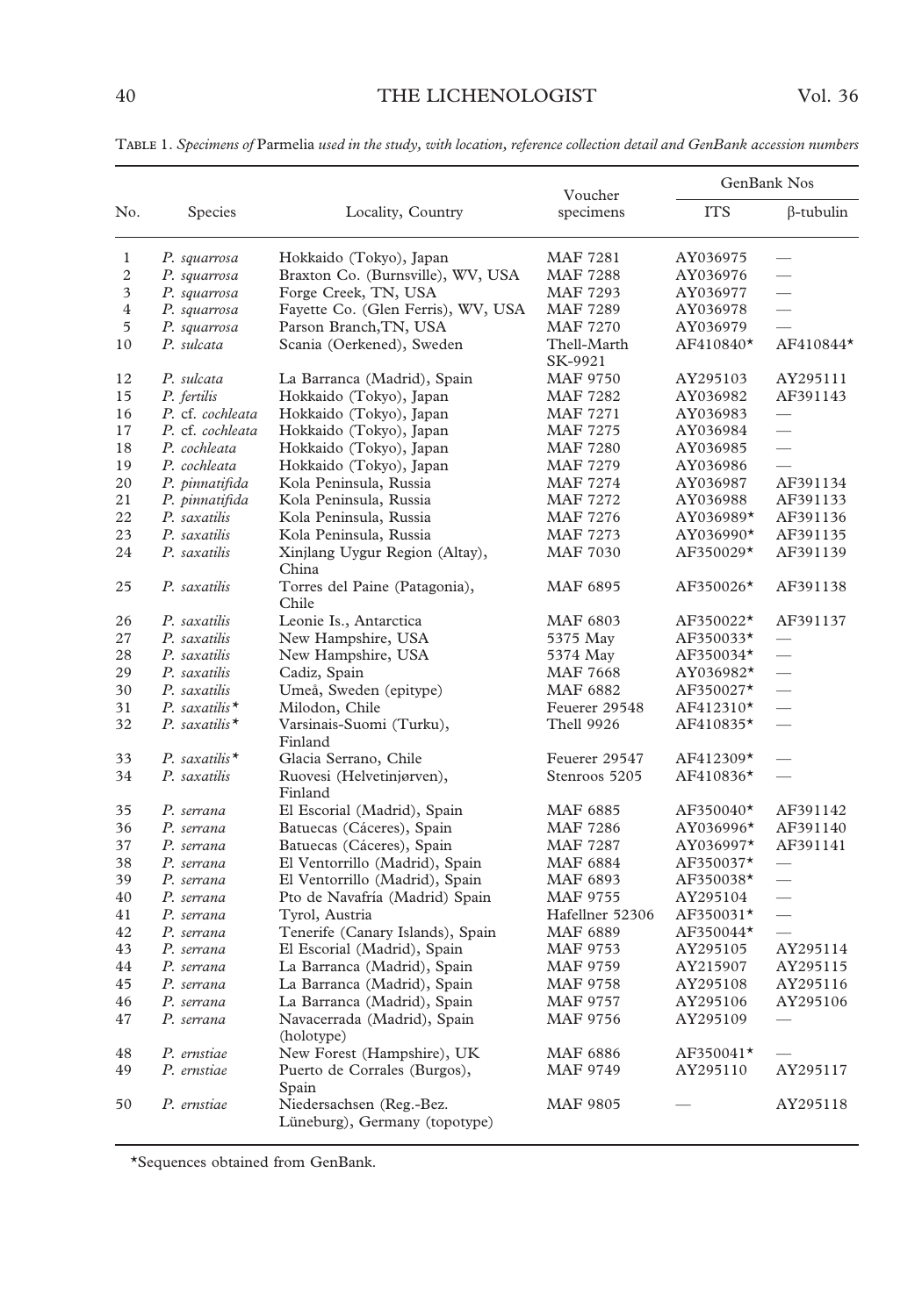TABLE 1. *Specimens of* Parmelia *used in the study, with location, reference collection detail and GenBank accession numbers*

| No. | Species | Locality, Country | Voucher specimens | GenBank Nos | |
|---|---|---|---|---|---|
| | | | | ITS | β-tubulin |
| 1 | *P. squarrosa* | Hokkaido (Tokyo), Japan | MAF 7281 | AY036975 | — |
| 2 | *P. squarrosa* | Braxton Co. (Burnsville), WV, USA | MAF 7288 | AY036976 | — |
| 3 | *P. squarrosa* | Forge Creek, TN, USA | MAF 7293 | AY036977 | — |
| 4 | *P. squarrosa* | Fayette Co. (Glen Ferris), WV, USA | MAF 7289 | AY036978 | — |
| 5 | *P. squarrosa* | Parson Branch,TN, USA | MAF 7270 | AY036979 | — |
| 10 | *P. sulcata* | Scania (Oerkened), Sweden | Thell-Marth SK-9921 | AF410840* | AF410844* |
| 12 | *P. sulcata* | La Barranca (Madrid), Spain | MAF 9750 | AY295103 | AY295111 |
| 15 | *P. fertilis* | Hokkaido (Tokyo), Japan | MAF 7282 | AY036982 | AF391143 |
| 16 | *P.* cf. *cochleata* | Hokkaido (Tokyo), Japan | MAF 7271 | AY036983 | — |
| 17 | *P.* cf. *cochleata* | Hokkaido (Tokyo), Japan | MAF 7275 | AY036984 | — |
| 18 | *P. cochleata* | Hokkaido (Tokyo), Japan | MAF 7280 | AY036985 | — |
| 19 | *P. cochleata* | Hokkaido (Tokyo), Japan | MAF 7279 | AY036986 | — |
| 20 | *P. pinnatifida* | Kola Peninsula, Russia | MAF 7274 | AY036987 | AF391134 |
| 21 | *P. pinnatifida* | Kola Peninsula, Russia | MAF 7272 | AY036988 | AF391133 |
| 22 | *P. saxatilis* | Kola Peninsula, Russia | MAF 7276 | AY036989* | AF391136 |
| 23 | *P. saxatilis* | Kola Peninsula, Russia | MAF 7273 | AY036990* | AF391135 |
| 24 | *P. saxatilis* | Xinjlang Uygur Region (Altay), China | MAF 7030 | AF350029* | AF391139 |
| 25 | *P. saxatilis* | Torres del Paine (Patagonia), Chile | MAF 6895 | AF350026* | AF391138 |
| 26 | *P. saxatilis* | Leonie Is., Antarctica | MAF 6803 | AF350022* | AF391137 |
| 27 | *P. saxatilis* | New Hampshire, USA | 5375 May | AF350033* | — |
| 28 | *P. saxatilis* | New Hampshire, USA | 5374 May | AF350034* | — |
| 29 | *P. saxatilis* | Cadiz, Spain | MAF 7668 | AY036982* | — |
| 30 | *P. saxatilis* | Umeå, Sweden (epitype) | MAF 6882 | AF350027* | — |
| 31 | *P. saxatilis** | Milodon, Chile | Feuerer 29548 | AF412310* | — |
| 32 | *P. saxatilis** | Varsinais-Suomi (Turku), Finland | Thell 9926 | AF410835* | — |
| 33 | *P. saxatilis** | Glacia Serrano, Chile | Feuerer 29547 | AF412309* | — |
| 34 | *P. saxatilis* | Ruovesi (Helvetinjørven), Finland | Stenroos 5205 | AF410836* | — |
| 35 | *P. serrana* | El Escorial (Madrid), Spain | MAF 6885 | AF350040* | AF391142 |
| 36 | *P. serrana* | Batuecas (Cáceres), Spain | MAF 7286 | AY036996* | AF391140 |
| 37 | *P. serrana* | Batuecas (Cáceres), Spain | MAF 7287 | AY036997* | AF391141 |
| 38 | *P. serrana* | El Ventorrillo (Madrid), Spain | MAF 6884 | AF350037* | — |
| 39 | *P. serrana* | El Ventorrillo (Madrid), Spain | MAF 6893 | AF350038* | — |
| 40 | *P. serrana* | Pto de Navafría (Madrid) Spain | MAF 9755 | AY295104 | — |
| 41 | *P. serrana* | Tyrol, Austria | Hafellner 52306 | AF350031* | — |
| 42 | *P. serrana* | Tenerife (Canary Islands), Spain | MAF 6889 | AF350044* | — |
| 43 | *P. serrana* | El Escorial (Madrid), Spain | MAF 9753 | AY295105 | AY295114 |
| 44 | *P. serrana* | La Barranca (Madrid), Spain | MAF 9759 | AY215907 | AY295115 |
| 45 | *P. serrana* | La Barranca (Madrid), Spain | MAF 9758 | AY295108 | AY295116 |
| 46 | *P. serrana* | La Barranca (Madrid), Spain | MAF 9757 | AY295106 | AY295106 |
| 47 | *P. serrana* | Navacerrada (Madrid), Spain (holotype) | MAF 9756 | AY295109 | — |
| 48 | *P. ernstiae* | New Forest (Hampshire), UK | MAF 6886 | AF350041* | — |
| 49 | *P. ernstiae* | Puerto de Corrales (Burgos), Spain | MAF 9749 | AY295110 | AY295117 |
| 50 | *P. ernstiae* | Niedersachsen (Reg.-Bez. Lüneburg), Germany (topotype) | MAF 9805 | — | AY295118 |

*Sequences obtained from GenBank.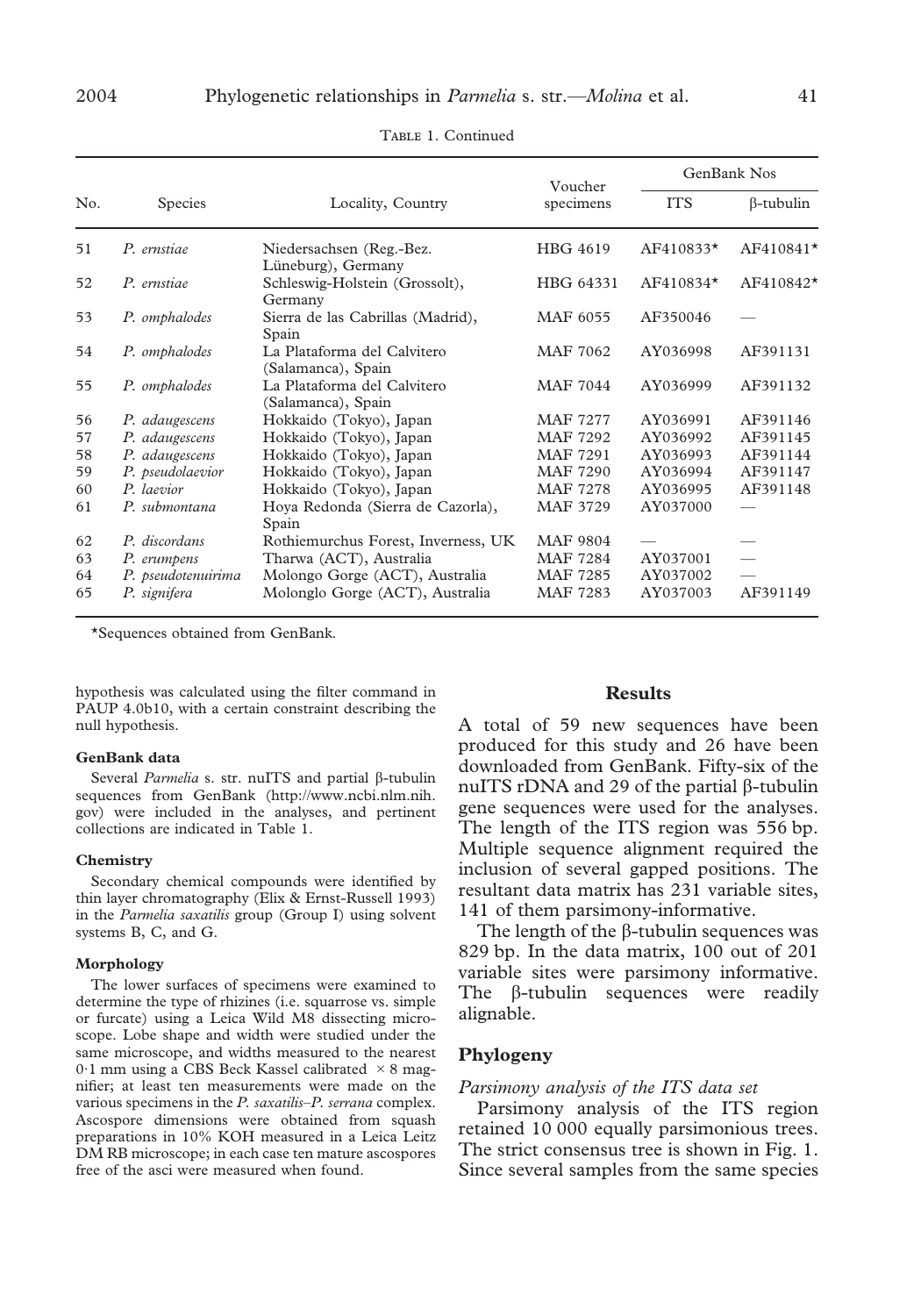TABLE 1. Continued

| No. | Species | Locality, Country | Voucher specimens | GenBank Nos | |
|---|---|---|---|---|---|
| | | | | ITS | β-tubulin |
| 51 | *P. ernstiae* | Niedersachsen (Reg.-Bez. Lüneburg), Germany | HBG 4619 | AF410833* | AF410841* |
| 52 | *P. ernstiae* | Schleswig-Holstein (Grossolt), Germany | HBG 64331 | AF410834* | AF410842* |
| 53 | *P. omphalodes* | Sierra de las Cabrillas (Madrid), Spain | MAF 6055 | AF350046 | — |
| 54 | *P. omphalodes* | La Plataforma del Calvitero (Salamanca), Spain | MAF 7062 | AY036998 | AF391131 |
| 55 | *P. omphalodes* | La Plataforma del Calvitero (Salamanca), Spain | MAF 7044 | AY036999 | AF391132 |
| 56 | *P. adaugescens* | Hokkaido (Tokyo), Japan | MAF 7277 | AY036991 | AF391146 |
| 57 | *P. adaugescens* | Hokkaido (Tokyo), Japan | MAF 7292 | AY036992 | AF391145 |
| 58 | *P. adaugescens* | Hokkaido (Tokyo), Japan | MAF 7291 | AY036993 | AF391144 |
| 59 | *P. pseudolaevior* | Hokkaido (Tokyo), Japan | MAF 7290 | AY036994 | AF391147 |
| 60 | *P. laevior* | Hokkaido (Tokyo), Japan | MAF 7278 | AY036995 | AF391148 |
| 61 | *P. submontana* | Hoya Redonda (Sierra de Cazorla), Spain | MAF 3729 | AY037000 | — |
| 62 | *P. discordans* | Rothiemurchus Forest, Inverness, UK | MAF 9804 | — | — |
| 63 | *P. erumpens* | Tharwa (ACT), Australia | MAF 7284 | AY037001 | — |
| 64 | *P. pseudotenuirima* | Molongo Gorge (ACT), Australia | MAF 7285 | AY037002 | — |
| 65 | *P. signifera* | Molonglo Gorge (ACT), Australia | MAF 7283 | AY037003 | AF391149 |

*Sequences obtained from GenBank.

hypothesis was calculated using the filter command in PAUP 4.0b10, with a certain constraint describing the null hypothesis.

#### GenBank data

Several *Parmelia* s. str. nuITS and partial β-tubulin sequences from GenBank (http://www.ncbi.nlm.nih.gov) were included in the analyses, and pertinent collections are indicated in Table 1.

#### Chemistry

Secondary chemical compounds were identified by thin layer chromatography (Elix & Ernst-Russell 1993) in the *Parmelia saxatilis* group (Group I) using solvent systems B, C, and G.

#### Morphology

The lower surfaces of specimens were examined to determine the type of rhizines (i.e. squarrose vs. simple or furcate) using a Leica Wild M8 dissecting microscope. Lobe shape and width were studied under the same microscope, and widths measured to the nearest 0·1 mm using a CBS Beck Kassel calibrated $\times 8$ magnifier; at least ten measurements were made on the various specimens in the *P. saxatilis–P. serrana* complex. Ascospore dimensions were obtained from squash preparations in 10% KOH measured in a Leica Leitz DM RB microscope; in each case ten mature ascospores free of the asci were measured when found.

## Results

A total of 59 new sequences have been produced for this study and 26 have been downloaded from GenBank. Fifty-six of the nuITS rDNA and 29 of the partial β-tubulin gene sequences were used for the analyses. The length of the ITS region was 556 bp. Multiple sequence alignment required the inclusion of several gapped positions. The resultant data matrix has 231 variable sites, 141 of them parsimony-informative.

The length of the β-tubulin sequences was 829 bp. In the data matrix, 100 out of 201 variable sites were parsimony informative. The β-tubulin sequences were readily alignable.

### Phylogeny

#### *Parsimony analysis of the ITS data set*

Parsimony analysis of the ITS region retained 10 000 equally parsimonious trees. The strict consensus tree is shown in Fig. 1. Since several samples from the same species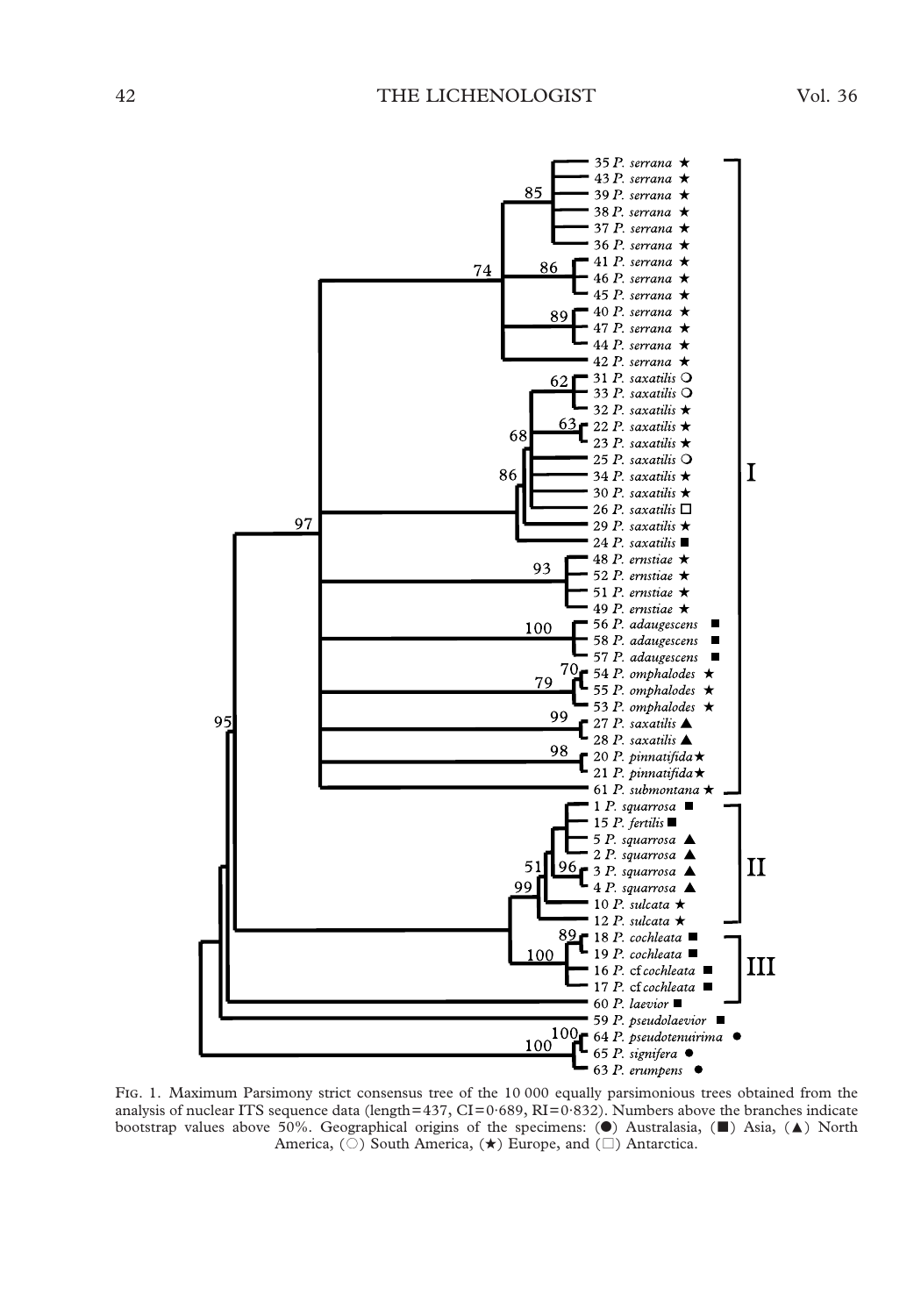Fig. 1. Maximum Parsimony strict consensus tree of the 10 000 equally parsimonious trees obtained from the analysis of nuclear ITS sequence data (length=437, CI=0·689, RI=0·832). Numbers above the branches indicate bootstrap values above 50%. Geographical origins of the specimens: (●) Australasia, (■) Asia, (▲) North America, (○) South America, (★) Europe, and (□) Antarctica.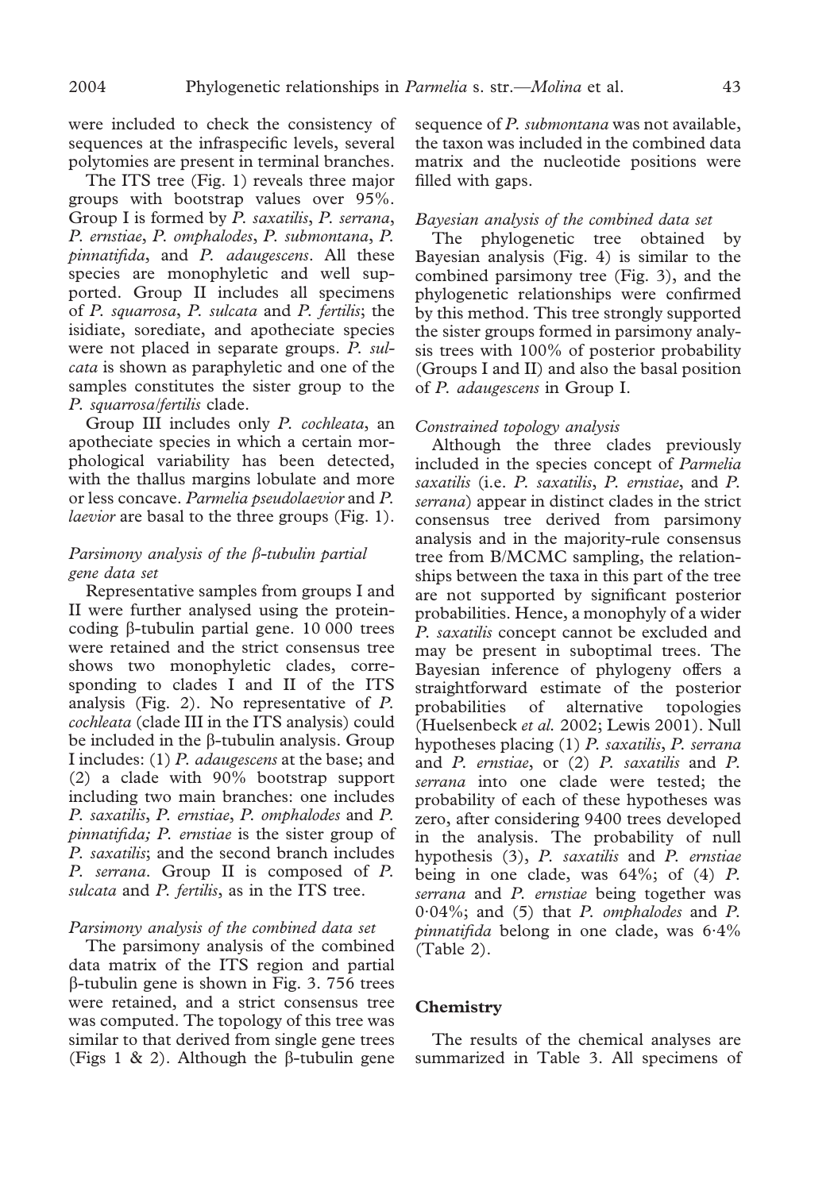were included to check the consistency of sequences at the infraspecific levels, several polytomies are present in terminal branches.

The ITS tree (Fig. 1) reveals three major groups with bootstrap values over 95%. Group I is formed by *P. saxatilis*, *P. serrana*, *P. ernstiae*, *P. omphalodes*, *P. submontana*, *P. pinnatifida*, and *P. adaugescens*. All these species are monophyletic and well supported. Group II includes all specimens of *P. squarrosa*, *P. sulcata* and *P. fertilis*; the isidiate, sorediate, and apotheciate species were not placed in separate groups. *P. sulcata* is shown as paraphyletic and one of the samples constitutes the sister group to the *P. squarrosa/fertilis* clade.

Group III includes only *P. cochleata*, an apotheciate species in which a certain morphological variability has been detected, with the thallus margins lobulate and more or less concave. *Parmelia pseudolaevior* and *P. laevior* are basal to the three groups (Fig. 1).

### *Parsimony analysis of the β-tubulin partial gene data set*

Representative samples from groups I and II were further analysed using the protein-coding β-tubulin partial gene. 10 000 trees were retained and the strict consensus tree shows two monophyletic clades, corresponding to clades I and II of the ITS analysis (Fig. 2). No representative of *P. cochleata* (clade III in the ITS analysis) could be included in the β-tubulin analysis. Group I includes: (1) *P. adaugescens* at the base; and (2) a clade with 90% bootstrap support including two main branches: one includes *P. saxatilis*, *P. ernstiae*, *P. omphalodes* and *P. pinnatifida; P. ernstiae* is the sister group of *P. saxatilis*; and the second branch includes *P. serrana*. Group II is composed of *P. sulcata* and *P. fertilis*, as in the ITS tree.

### *Parsimony analysis of the combined data set*

The parsimony analysis of the combined data matrix of the ITS region and partial β-tubulin gene is shown in Fig. 3. 756 trees were retained, and a strict consensus tree was computed. The topology of this tree was similar to that derived from single gene trees (Figs 1 & 2). Although the β-tubulin gene sequence of *P. submontana* was not available, the taxon was included in the combined data matrix and the nucleotide positions were filled with gaps.

### *Bayesian analysis of the combined data set*

The phylogenetic tree obtained by Bayesian analysis (Fig. 4) is similar to the combined parsimony tree (Fig. 3), and the phylogenetic relationships were confirmed by this method. This tree strongly supported the sister groups formed in parsimony analysis trees with 100% of posterior probability (Groups I and II) and also the basal position of *P. adaugescens* in Group I.

### *Constrained topology analysis*

Although the three clades previously included in the species concept of *Parmelia saxatilis* (i.e. *P. saxatilis*, *P. ernstiae*, and *P. serrana*) appear in distinct clades in the strict consensus tree derived from parsimony analysis and in the majority-rule consensus tree from B/MCMC sampling, the relationships between the taxa in this part of the tree are not supported by significant posterior probabilities. Hence, a monophyly of a wider *P. saxatilis* concept cannot be excluded and may be present in suboptimal trees. The Bayesian inference of phylogeny offers a straightforward estimate of the posterior probabilities of alternative topologies (Huelsenbeck *et al.* 2002; Lewis 2001). Null hypotheses placing (1) *P. saxatilis*, *P. serrana* and *P. ernstiae*, or (2) *P. saxatilis* and *P. serrana* into one clade were tested; the probability of each of these hypotheses was zero, after considering 9400 trees developed in the analysis. The probability of null hypothesis (3), *P. saxatilis* and *P. ernstiae* being in one clade, was 64%; of (4) *P. serrana* and *P. ernstiae* being together was 0·04%; and (5) that *P. omphalodes* and *P. pinnatifida* belong in one clade, was 6·4% (Table 2).

## **Chemistry**

The results of the chemical analyses are summarized in Table 3. All specimens of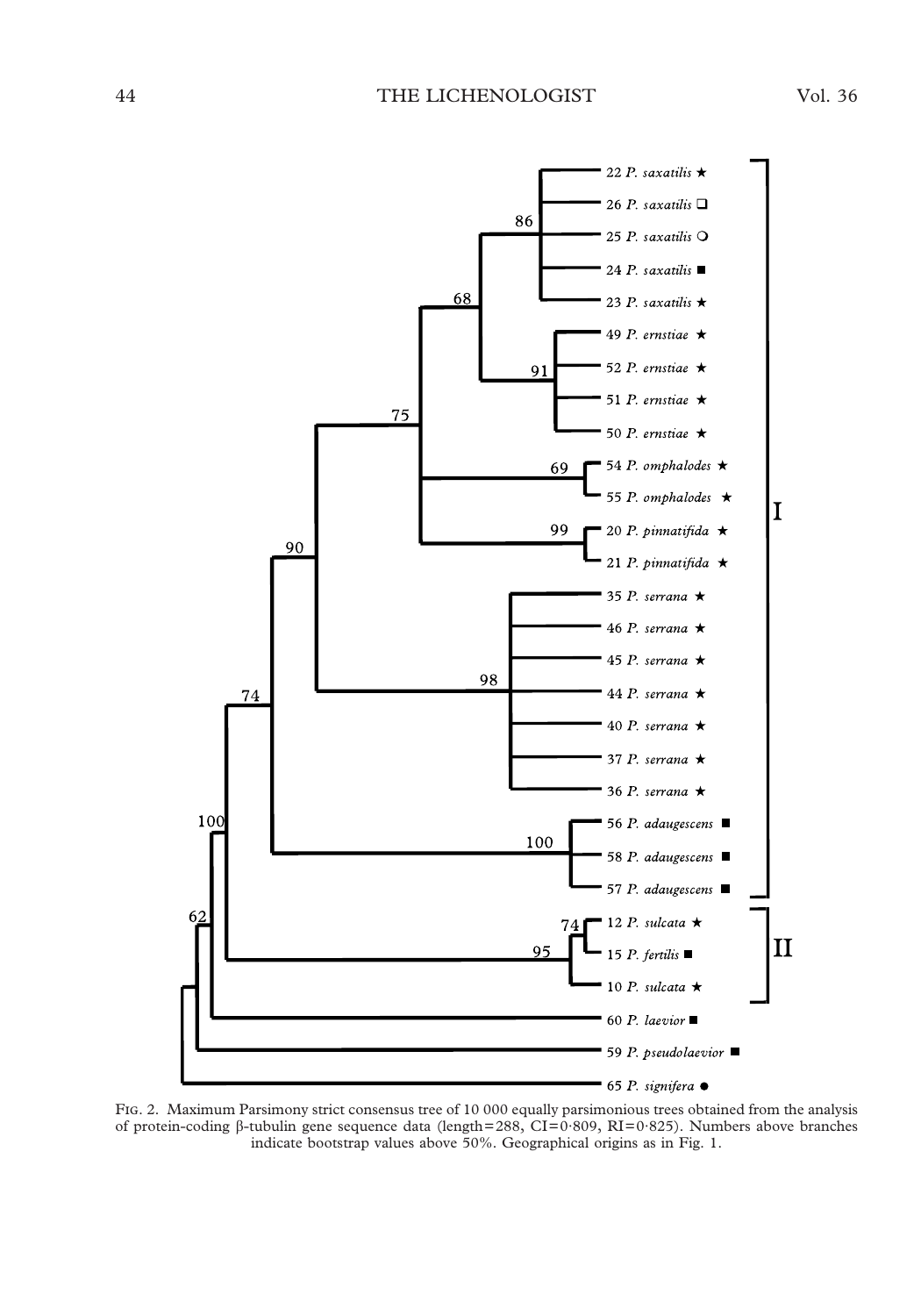Fig. 2. Maximum Parsimony strict consensus tree of 10 000 equally parsimonious trees obtained from the analysis of protein-coding β-tubulin gene sequence data (length=288, CI=0·809, RI=0·825). Numbers above branches indicate bootstrap values above 50%. Geographical origins as in Fig. 1.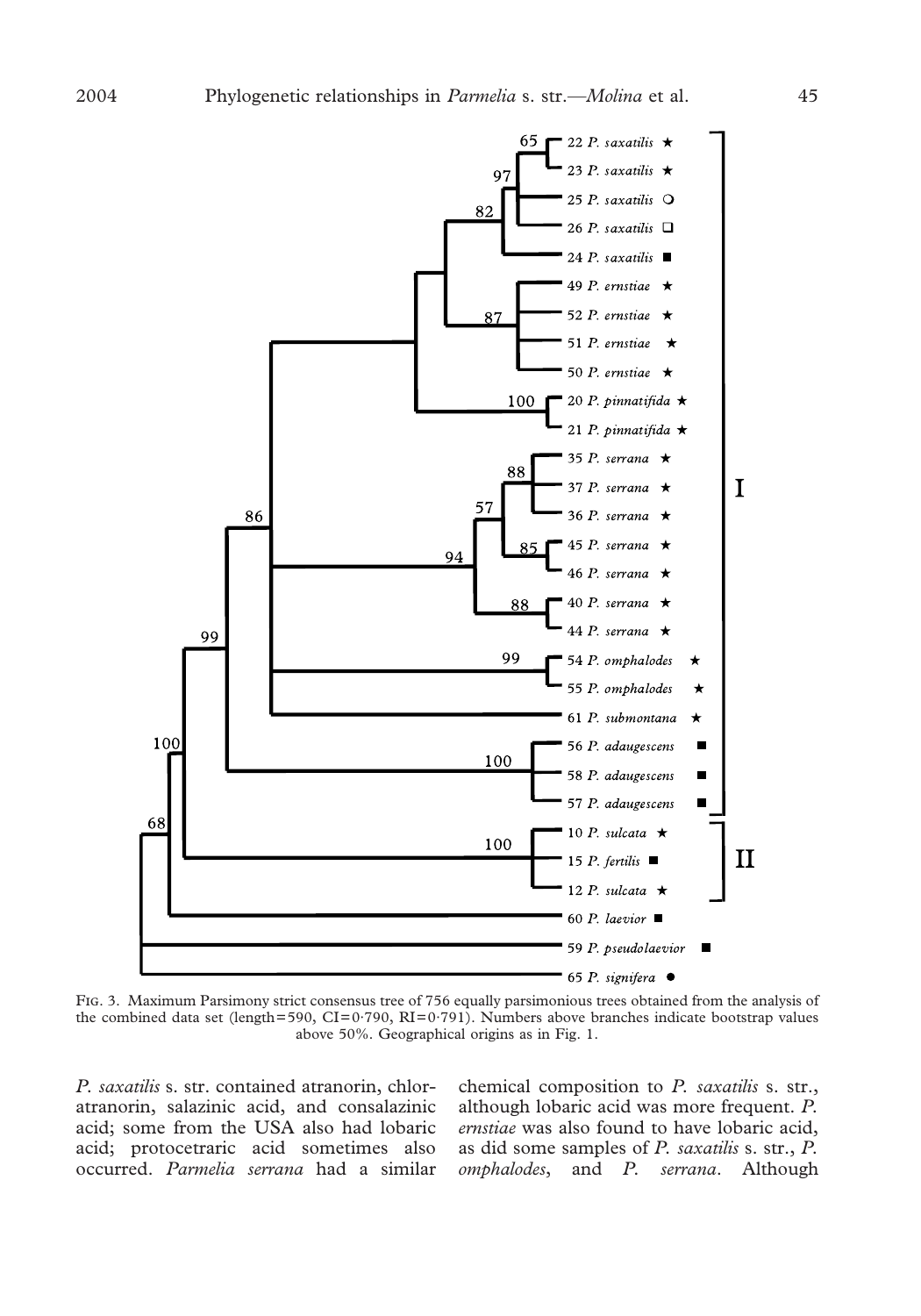FIG. 3. Maximum Parsimony strict consensus tree of 756 equally parsimonious trees obtained from the analysis of the combined data set (length=590, CI=0·790, RI=0·791). Numbers above branches indicate bootstrap values above 50%. Geographical origins as in Fig. 1.

*P. saxatilis* s. str. contained atranorin, chloratranorin, salazinic acid, and consalazinic acid; some from the USA also had lobaric acid; protocetraric acid sometimes also occurred. *Parmelia serrana* had a similar chemical composition to *P. saxatilis* s. str., although lobaric acid was more frequent. *P. ernstiae* was also found to have lobaric acid, as did some samples of *P. saxatilis* s. str., *P. omphalodes*, and *P. serrana*. Although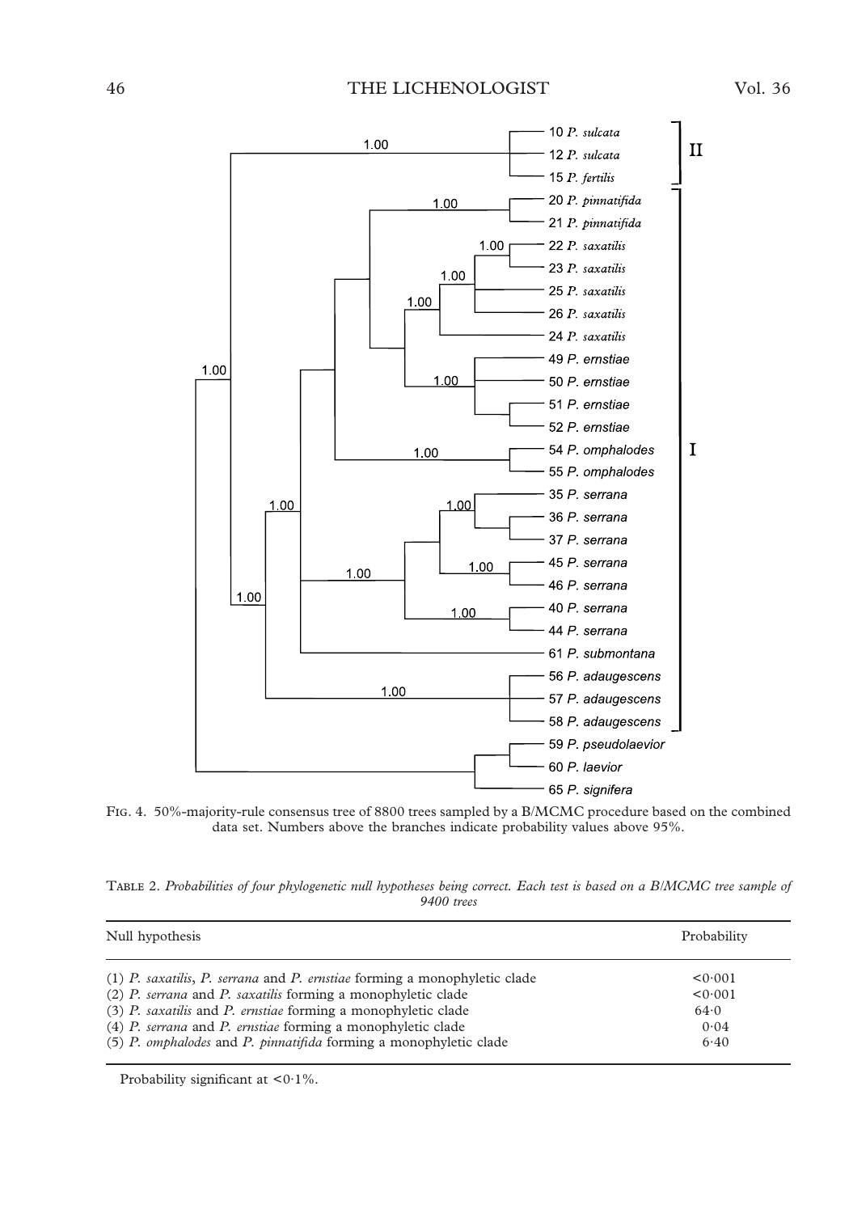Fig. 4. 50%-majority-rule consensus tree of 8800 trees sampled by a B/MCMC procedure based on the combined data set. Numbers above the branches indicate probability values above 95%.

Table 2. *Probabilities of four phylogenetic null hypotheses being correct. Each test is based on a B/MCMC tree sample of 9400 trees*

| Null hypothesis | Probability |
|---|---|
| (1) *P. saxatilis*, *P. serrana* and *P. ernstiae* forming a monophyletic clade | <0·001 |
| (2) *P. serrana* and *P. saxatilis* forming a monophyletic clade | <0·001 |
| (3) *P. saxatilis* and *P. ernstiae* forming a monophyletic clade | 64·0 |
| (4) *P. serrana* and *P. ernstiae* forming a monophyletic clade | 0·04 |
| (5) *P. omphalodes* and *P. pinnatifida* forming a monophyletic clade | 6·40 |

Probability significant at <0·1%.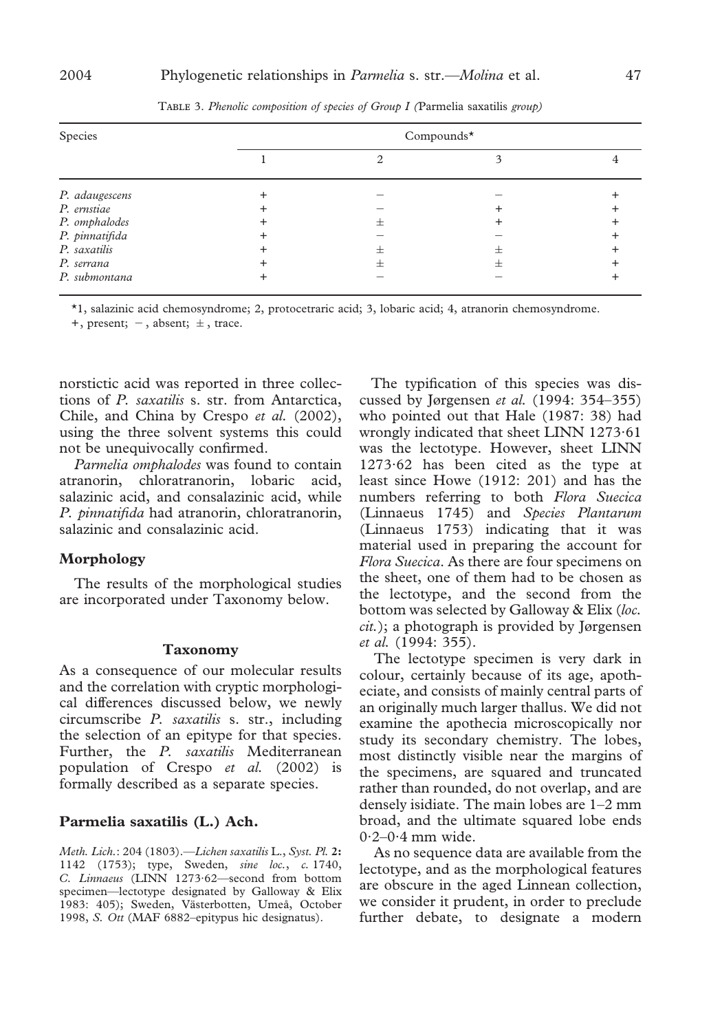TABLE 3. *Phenolic composition of species of Group I (*Parmelia saxatilis *group)*

| Species | Compounds* | | | |
|---|---|---|---|---|
| | 1 | 2 | 3 | 4 |
| *P. adaugescens* | + | − | − | + |
| *P. ernstiae* | + | − | + | + |
| *P. omphalodes* | + | ± | + | + |
| *P. pinnatifida* | + | − | − | + |
| *P. saxatilis* | + | ± | ± | + |
| *P. serrana* | + | ± | ± | + |
| *P. submontana* | + | − | − | + |

*1, salazinic acid chemosyndrome; 2, protocetraric acid; 3, lobaric acid; 4, atranorin chemosyndrome.

+, present; −, absent; ±, trace.

norstictic acid was reported in three collections of *P. saxatilis* s. str. from Antarctica, Chile, and China by Crespo *et al.* (2002), using the three solvent systems this could not be unequivocally confirmed.

*Parmelia omphalodes* was found to contain atranorin, chloratranorin, lobaric acid, salazinic acid, and consalazinic acid, while *P. pinnatifida* had atranorin, chloratranorin, salazinic and consalazinic acid.

## Morphology

The results of the morphological studies are incorporated under Taxonomy below.

## Taxonomy

As a consequence of our molecular results and the correlation with cryptic morphological differences discussed below, we newly circumscribe *P. saxatilis* s. str., including the selection of an epitype for that species. Further, the *P. saxatilis* Mediterranean population of Crespo *et al.* (2002) is formally described as a separate species.

### Parmelia saxatilis (L.) Ach.

*Meth. Lich.*: 204 (1803).—*Lichen saxatilis* L., *Syst. Pl.* **2:** 1142 (1753); type, Sweden, *sine loc.*, *c.* 1740, *C. Linnaeus* (LINN 1273·62—second from bottom specimen—lectotype designated by Galloway & Elix 1983: 405); Sweden, Västerbotten, Umeå, October 1998, *S. Ott* (MAF 6882–epitypus hic designatus).

The typification of this species was discussed by Jørgensen *et al.* (1994: 354–355) who pointed out that Hale (1987: 38) had wrongly indicated that sheet LINN 1273·61 was the lectotype. However, sheet LINN 1273·62 has been cited as the type at least since Howe (1912: 201) and has the numbers referring to both *Flora Suecica* (Linnaeus 1745) and *Species Plantarum* (Linnaeus 1753) indicating that it was material used in preparing the account for *Flora Suecica*. As there are four specimens on the sheet, one of them had to be chosen as the lectotype, and the second from the bottom was selected by Galloway & Elix (*loc. cit.*); a photograph is provided by Jørgensen *et al.* (1994: 355).

The lectotype specimen is very dark in colour, certainly because of its age, apotheciate, and consists of mainly central parts of an originally much larger thallus. We did not examine the apothecia microscopically nor study its secondary chemistry. The lobes, most distinctly visible near the margins of the specimens, are squared and truncated rather than rounded, do not overlap, and are densely isidiate. The main lobes are 1–2 mm broad, and the ultimate squared lobe ends 0·2–0·4 mm wide.

As no sequence data are available from the lectotype, and as the morphological features are obscure in the aged Linnean collection, we consider it prudent, in order to preclude further debate, to designate a modern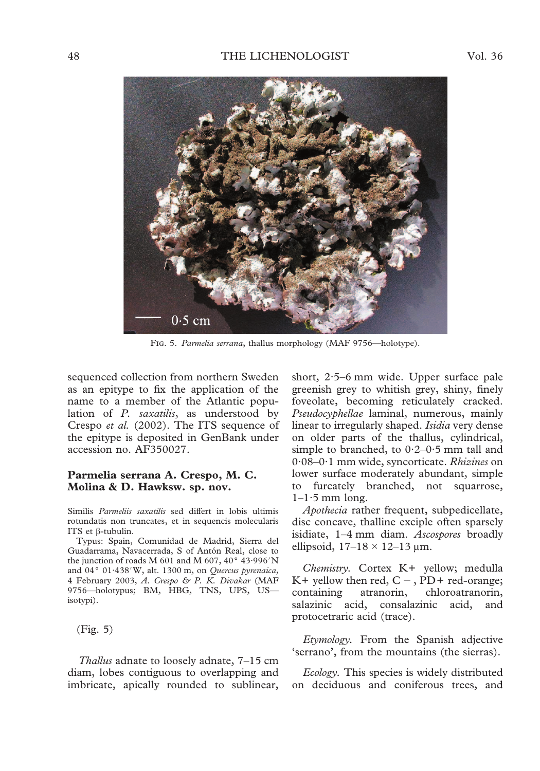FIG. 5. *Parmelia serrana*, thallus morphology (MAF 9756—holotype).

sequenced collection from northern Sweden as an epitype to fix the application of the name to a member of the Atlantic population of *P. saxatilis*, as understood by Crespo *et al.* (2002). The ITS sequence of the epitype is deposited in GenBank under accession no. AF350027.

### Parmelia serrana A. Crespo, M. C. Molina & D. Hawksw. sp. nov.

Similis *Parmeliis saxatilis* sed differt in lobis ultimis rotundatis non truncates, et in sequencis molecularis ITS et β-tubulin.

Typus: Spain, Comunidad de Madrid, Sierra del Guadarrama, Navacerrada, S of Antón Real, close to the junction of roads M 601 and M 607, 40° 43·996′ N and 04° 01·438′ W, alt. 1300 m, on *Quercus pyrenaica*, 4 February 2003, *A. Crespo & P. K. Divakar* (MAF 9756—holotypus; BM, HBG, TNS, UPS, US—isotypi).

(Fig. 5)

*Thallus* adnate to loosely adnate, 7–15 cm diam, lobes contiguous to overlapping and imbricate, apically rounded to sublinear, short, 2·5–6 mm wide. Upper surface pale greenish grey to whitish grey, shiny, finely foveolate, becoming reticulately cracked. *Pseudocyphellae* laminal, numerous, mainly linear to irregularly shaped. *Isidia* very dense on older parts of the thallus, cylindrical, simple to branched, to 0·2–0·5 mm tall and 0·08–0·1 mm wide, syncorticate. *Rhizines* on lower surface moderately abundant, simple to furcately branched, not squarrose, 1–1·5 mm long.

*Apothecia* rather frequent, subpedicellate, disc concave, thalline exciple often sparsely isidiate, 1–4 mm diam. *Ascospores* broadly ellipsoid, 17–18 × 12–13 μm.

*Chemistry*. Cortex K+ yellow; medulla K+ yellow then red, C −, PD+ red-orange; containing atranorin, chloroatranorin, salazinic acid, consalazinic acid, and protocetraric acid (trace).

*Etymology*. From the Spanish adjective 'serrano', from the mountains (the sierras).

*Ecology*. This species is widely distributed on deciduous and coniferous trees, and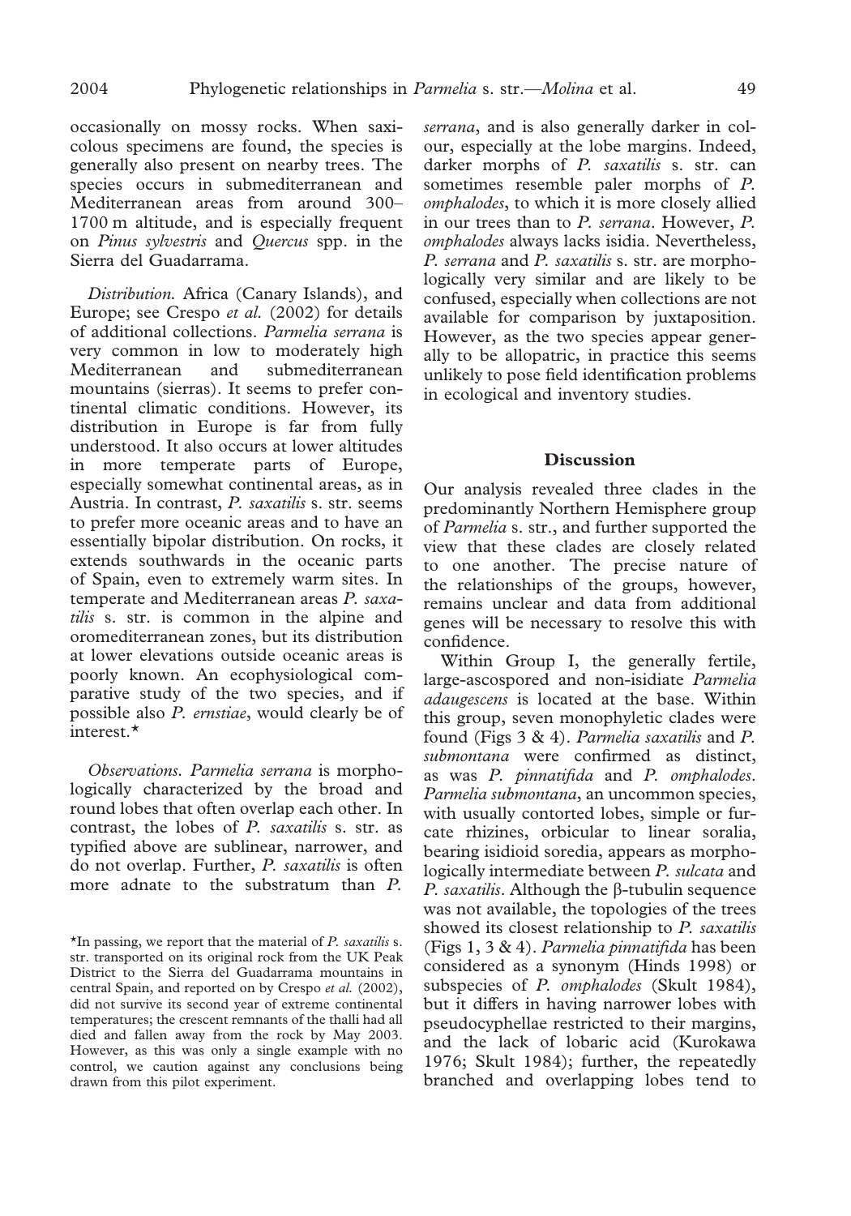occasionally on mossy rocks. When saxicolous specimens are found, the species is generally also present on nearby trees. The species occurs in submediterranean and Mediterranean areas from around 300–1700 m altitude, and is especially frequent on *Pinus sylvestris* and *Quercus* spp. in the Sierra del Guadarrama.

*Distribution.* Africa (Canary Islands), and Europe; see Crespo *et al.* (2002) for details of additional collections. *Parmelia serrana* is very common in low to moderately high Mediterranean and submediterranean mountains (sierras). It seems to prefer continental climatic conditions. However, its distribution in Europe is far from fully understood. It also occurs at lower altitudes in more temperate parts of Europe, especially somewhat continental areas, as in Austria. In contrast, *P. saxatilis* s. str. seems to prefer more oceanic areas and to have an essentially bipolar distribution. On rocks, it extends southwards in the oceanic parts of Spain, even to extremely warm sites. In temperate and Mediterranean areas *P. saxatilis* s. str. is common in the alpine and oromediterranean zones, but its distribution at lower elevations outside oceanic areas is poorly known. An ecophysiological comparative study of the two species, and if possible also *P. ernstiae*, would clearly be of interest.*

*Observations.* *Parmelia serrana* is morphologically characterized by the broad and round lobes that often overlap each other. In contrast, the lobes of *P. saxatilis* s. str. as typified above are sublinear, narrower, and do not overlap. Further, *P. saxatilis* is often more adnate to the substratum than *P. serrana*, and is also generally darker in colour, especially at the lobe margins. Indeed, darker morphs of *P. saxatilis* s. str. can sometimes resemble paler morphs of *P. omphalodes*, to which it is more closely allied in our trees than to *P. serrana*. However, *P. omphalodes* always lacks isidia. Nevertheless, *P. serrana* and *P. saxatilis* s. str. are morphologically very similar and are likely to be confused, especially when collections are not available for comparison by juxtaposition. However, as the two species appear generally to be allopatric, in practice this seems unlikely to pose field identification problems in ecological and inventory studies.

*In passing, we report that the material of *P. saxatilis* s. str. transported on its original rock from the UK Peak District to the Sierra del Guadarrama mountains in central Spain, and reported on by Crespo *et al.* (2002), did not survive its second year of extreme continental temperatures; the crescent remnants of the thalli had all died and fallen away from the rock by May 2003. However, as this was only a single example with no control, we caution against any conclusions being drawn from this pilot experiment.

## Discussion

Our analysis revealed three clades in the predominantly Northern Hemisphere group of *Parmelia* s. str., and further supported the view that these clades are closely related to one another. The precise nature of the relationships of the groups, however, remains unclear and data from additional genes will be necessary to resolve this with confidence.

Within Group I, the generally fertile, large-ascospored and non-isidiate *Parmelia adaugescens* is located at the base. Within this group, seven monophyletic clades were found (Figs 3 & 4). *Parmelia saxatilis* and *P. submontana* were confirmed as distinct, as was *P. pinnatifida* and *P. omphalodes*. *Parmelia submontana*, an uncommon species, with usually contorted lobes, simple or furcate rhizines, orbicular to linear soralia, bearing isidioid soredia, appears as morphologically intermediate between *P. sulcata* and *P. saxatilis*. Although the β-tubulin sequence was not available, the topologies of the trees showed its closest relationship to *P. saxatilis* (Figs 1, 3 & 4). *Parmelia pinnatifida* has been considered as a synonym (Hinds 1998) or subspecies of *P. omphalodes* (Skult 1984), but it differs in having narrower lobes with pseudocyphellae restricted to their margins, and the lack of lobaric acid (Kurokawa 1976; Skult 1984); further, the repeatedly branched and overlapping lobes tend to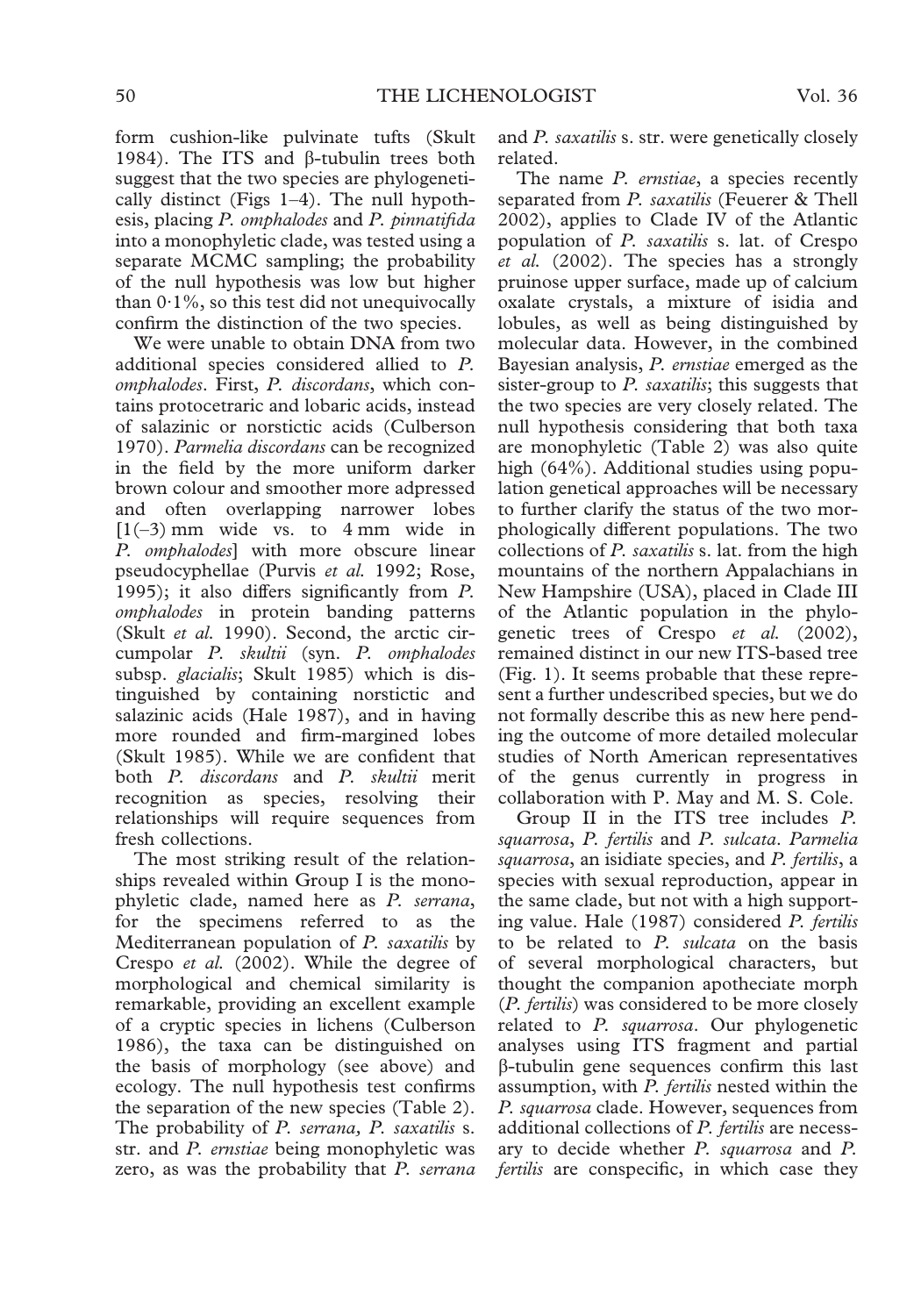form cushion-like pulvinate tufts (Skult 1984). The ITS and β-tubulin trees both suggest that the two species are phylogenetically distinct (Figs 1–4). The null hypothesis, placing *P. omphalodes* and *P. pinnatifida* into a monophyletic clade, was tested using a separate MCMC sampling; the probability of the null hypothesis was low but higher than 0·1%, so this test did not unequivocally confirm the distinction of the two species.

We were unable to obtain DNA from two additional species considered allied to *P. omphalodes*. First, *P. discordans*, which contains protocetraric and lobaric acids, instead of salazinic or norstictic acids (Culberson 1970). *Parmelia discordans* can be recognized in the field by the more uniform darker brown colour and smoother more adpressed and often overlapping narrower lobes [1(–3) mm wide vs. to 4 mm wide in *P. omphalodes*] with more obscure linear pseudocyphellae (Purvis *et al.* 1992; Rose, 1995); it also differs significantly from *P. omphalodes* in protein banding patterns (Skult *et al.* 1990). Second, the arctic circumpolar *P. skultii* (syn. *P. omphalodes* subsp. *glacialis*; Skult 1985) which is distinguished by containing norstictic and salazinic acids (Hale 1987), and in having more rounded and firm-margined lobes (Skult 1985). While we are confident that both *P. discordans* and *P. skultii* merit recognition as species, resolving their relationships will require sequences from fresh collections.

The most striking result of the relationships revealed within Group I is the monophyletic clade, named here as *P. serrana*, for the specimens referred to as the Mediterranean population of *P. saxatilis* by Crespo *et al.* (2002). While the degree of morphological and chemical similarity is remarkable, providing an excellent example of a cryptic species in lichens (Culberson 1986), the taxa can be distinguished on the basis of morphology (see above) and ecology. The null hypothesis test confirms the separation of the new species (Table 2). The probability of *P. serrana, P. saxatilis* s. str. and *P. ernstiae* being monophyletic was zero, as was the probability that *P. serrana* and *P. saxatilis* s. str. were genetically closely related.

The name *P. ernstiae*, a species recently separated from *P. saxatilis* (Feuerer & Thell 2002), applies to Clade IV of the Atlantic population of *P. saxatilis* s. lat. of Crespo *et al.* (2002). The species has a strongly pruinose upper surface, made up of calcium oxalate crystals, a mixture of isidia and lobules, as well as being distinguished by molecular data. However, in the combined Bayesian analysis, *P. ernstiae* emerged as the sister-group to *P. saxatilis*; this suggests that the two species are very closely related. The null hypothesis considering that both taxa are monophyletic (Table 2) was also quite high (64%). Additional studies using population genetical approaches will be necessary to further clarify the status of the two morphologically different populations. The two collections of *P. saxatilis* s. lat. from the high mountains of the northern Appalachians in New Hampshire (USA), placed in Clade III of the Atlantic population in the phylogenetic trees of Crespo *et al.* (2002), remained distinct in our new ITS-based tree (Fig. 1). It seems probable that these represent a further undescribed species, but we do not formally describe this as new here pending the outcome of more detailed molecular studies of North American representatives of the genus currently in progress in collaboration with P. May and M. S. Cole.

Group II in the ITS tree includes *P. squarrosa*, *P. fertilis* and *P. sulcata*. *Parmelia squarrosa*, an isidiate species, and *P. fertilis*, a species with sexual reproduction, appear in the same clade, but not with a high supporting value. Hale (1987) considered *P. fertilis* to be related to *P. sulcata* on the basis of several morphological characters, but thought the companion apotheciate morph (*P. fertilis*) was considered to be more closely related to *P. squarrosa*. Our phylogenetic analyses using ITS fragment and partial β-tubulin gene sequences confirm this last assumption, with *P. fertilis* nested within the *P. squarrosa* clade. However, sequences from additional collections of *P. fertilis* are necessary to decide whether *P. squarrosa* and *P. fertilis* are conspecific, in which case they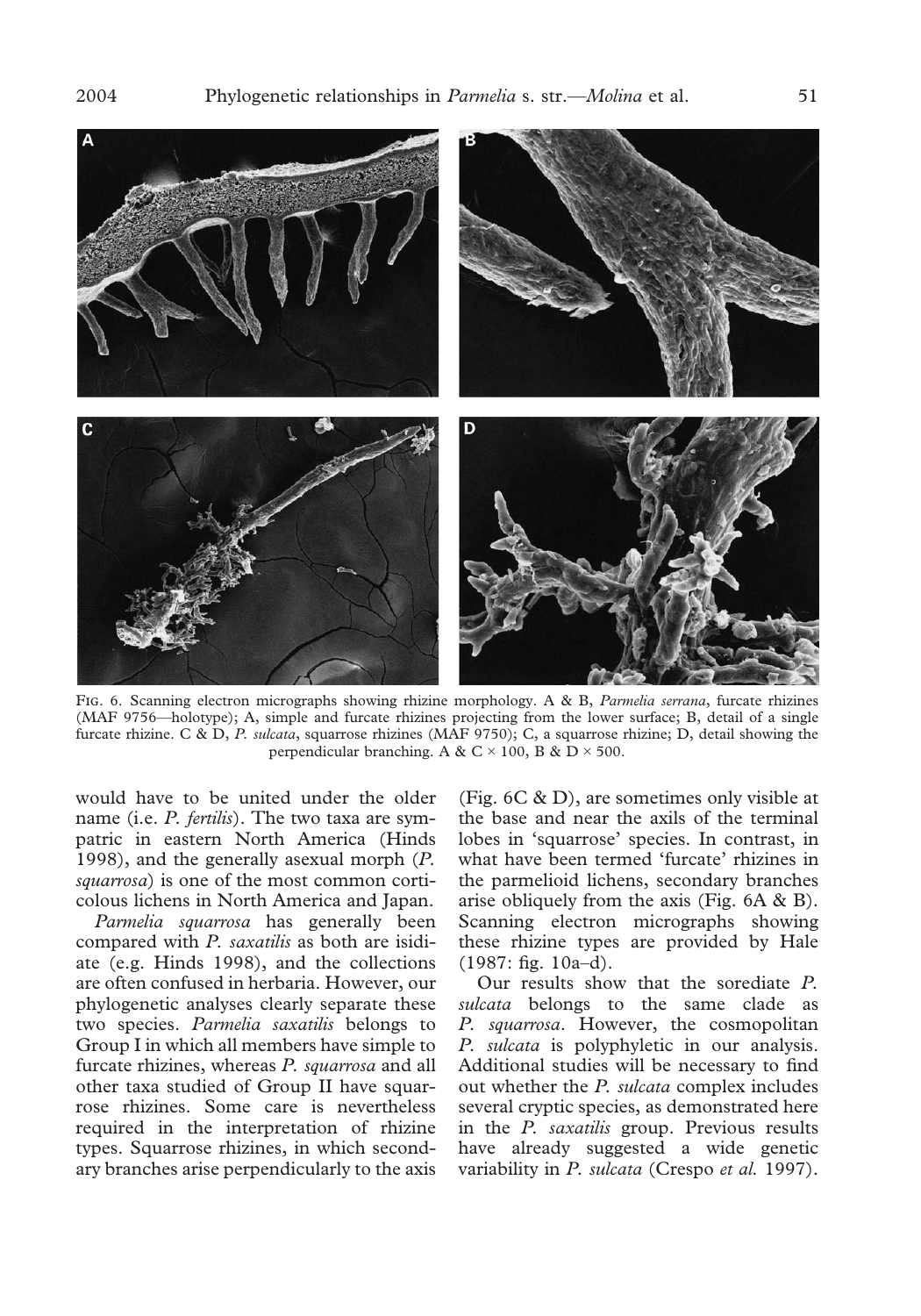FIG. 6. Scanning electron micrographs showing rhizine morphology. A & B, *Parmelia serrana*, furcate rhizines (MAF 9756—holotype); A, simple and furcate rhizines projecting from the lower surface; B, detail of a single furcate rhizine. C & D, *P. sulcata*, squarrose rhizines (MAF 9750); C, a squarrose rhizine; D, detail showing the perpendicular branching. A & C × 100, B & D × 500.

would have to be united under the older name (i.e. *P. fertilis*). The two taxa are sympatric in eastern North America (Hinds 1998), and the generally asexual morph (*P. squarrosa*) is one of the most common corticolous lichens in North America and Japan.

*Parmelia squarrosa* has generally been compared with *P. saxatilis* as both are isidiate (e.g. Hinds 1998), and the collections are often confused in herbaria. However, our phylogenetic analyses clearly separate these two species. *Parmelia saxatilis* belongs to Group I in which all members have simple to furcate rhizines, whereas *P. squarrosa* and all other taxa studied of Group II have squarrose rhizines. Some care is nevertheless required in the interpretation of rhizine types. Squarrose rhizines, in which secondary branches arise perpendicularly to the axis (Fig. 6C & D), are sometimes only visible at the base and near the axils of the terminal lobes in 'squarrose' species. In contrast, in what have been termed 'furcate' rhizines in the parmelioid lichens, secondary branches arise obliquely from the axis (Fig. 6A & B). Scanning electron micrographs showing these rhizine types are provided by Hale (1987: fig. 10a–d).

Our results show that the sorediate *P. sulcata* belongs to the same clade as *P. squarrosa*. However, the cosmopolitan *P. sulcata* is polyphyletic in our analysis. Additional studies will be necessary to find out whether the *P. sulcata* complex includes several cryptic species, as demonstrated here in the *P. saxatilis* group. Previous results have already suggested a wide genetic variability in *P. sulcata* (Crespo *et al.* 1997).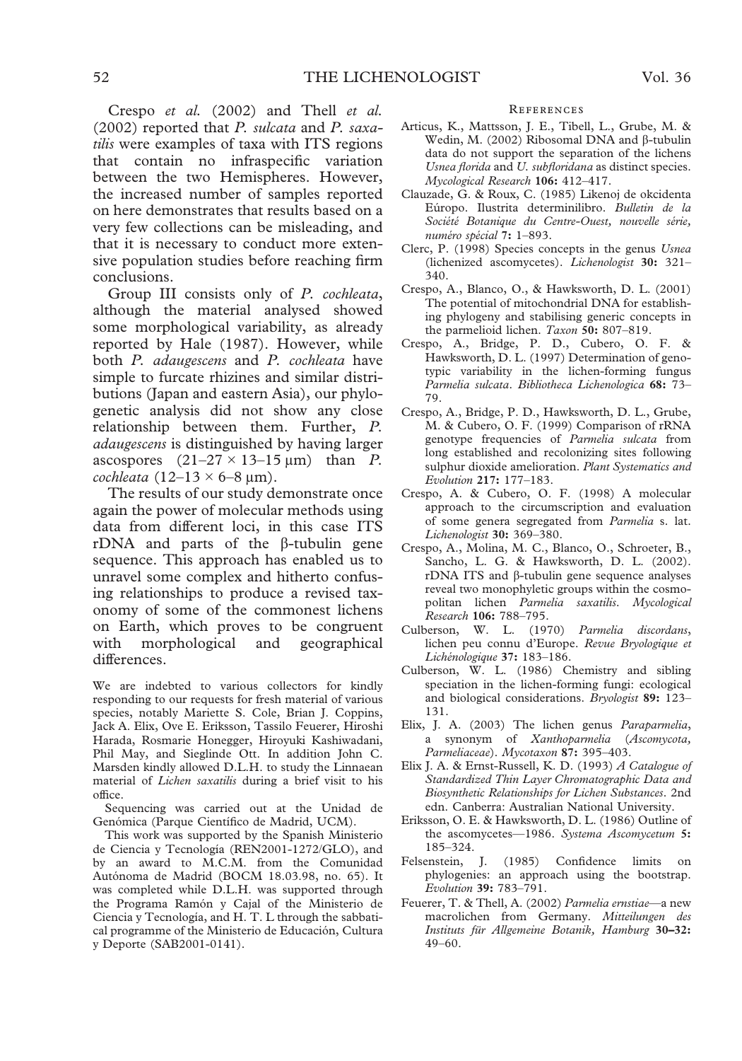Crespo *et al.* (2002) and Thell *et al.* (2002) reported that *P. sulcata* and *P. saxatilis* were examples of taxa with ITS regions that contain no infraspecific variation between the two Hemispheres. However, the increased number of samples reported on here demonstrates that results based on a very few collections can be misleading, and that it is necessary to conduct more extensive population studies before reaching firm conclusions.

Group III consists only of *P. cochleata*, although the material analysed showed some morphological variability, as already reported by Hale (1987). However, while both *P. adaugescens* and *P. cochleata* have simple to furcate rhizines and similar distributions (Japan and eastern Asia), our phylogenetic analysis did not show any close relationship between them. Further, *P. adaugescens* is distinguished by having larger ascospores (21–27 × 13–15 μm) than *P. cochleata* (12–13 × 6–8 μm).

The results of our study demonstrate once again the power of molecular methods using data from different loci, in this case ITS rDNA and parts of the β-tubulin gene sequence. This approach has enabled us to unravel some complex and hitherto confusing relationships to produce a revised taxonomy of some of the commonest lichens on Earth, which proves to be congruent with morphological and geographical differences.

We are indebted to various collectors for kindly responding to our requests for fresh material of various species, notably Mariette S. Cole, Brian J. Coppins, Jack A. Elix, Ove E. Eriksson, Tassilo Feuerer, Hiroshi Harada, Rosmarie Honegger, Hiroyuki Kashiwadani, Phil May, and Sieglinde Ott. In addition John C. Marsden kindly allowed D.L.H. to study the Linnaean material of *Lichen saxatilis* during a brief visit to his office.

Sequencing was carried out at the Unidad de Genómica (Parque Científico de Madrid, UCM).

This work was supported by the Spanish Ministerio de Ciencia y Tecnología (REN2001-1272/GLO), and by an award to M.C.M. from the Comunidad Autónoma de Madrid (BOCM 18.03.98, no. 65). It was completed while D.L.H. was supported through the Programa Ramón y Cajal of the Ministerio de Ciencia y Tecnología, and H. T. L through the sabbatical programme of the Ministerio de Educación, Cultura y Deporte (SAB2001-0141).

## References

Articus, K., Mattsson, J. E., Tibell, L., Grube, M. & Wedin, M. (2002) Ribosomal DNA and β-tubulin data do not support the separation of the lichens *Usnea florida* and *U. subfloridana* as distinct species. *Mycological Research* **106:** 412–417.

Clauzade, G. & Roux, C. (1985) Likenoj de okcidenta Eúropo. Ilustrita determinilibro. *Bulletin de la Société Botanique du Centre-Ouest, nouvelle série, numéro spécial* **7:** 1–893.

Clerc, P. (1998) Species concepts in the genus *Usnea* (lichenized ascomycetes). *Lichenologist* **30:** 321–340.

Crespo, A., Blanco, O., & Hawksworth, D. L. (2001) The potential of mitochondrial DNA for establishing phylogeny and stabilising generic concepts in the parmelioid lichen. *Taxon* **50:** 807–819.

Crespo, A., Bridge, P. D., Cubero, O. F. & Hawksworth, D. L. (1997) Determination of genotypic variability in the lichen-forming fungus *Parmelia sulcata*. *Bibliotheca Lichenologica* **68:** 73–79.

Crespo, A., Bridge, P. D., Hawksworth, D. L., Grube, M. & Cubero, O. F. (1999) Comparison of rRNA genotype frequencies of *Parmelia sulcata* from long established and recolonizing sites following sulphur dioxide amelioration. *Plant Systematics and Evolution* **217:** 177–183.

Crespo, A. & Cubero, O. F. (1998) A molecular approach to the circumscription and evaluation of some genera segregated from *Parmelia* s. lat. *Lichenologist* **30:** 369–380.

Crespo, A., Molina, M. C., Blanco, O., Schroeter, B., Sancho, L. G. & Hawksworth, D. L. (2002). rDNA ITS and β-tubulin gene sequence analyses reveal two monophyletic groups within the cosmopolitan lichen *Parmelia saxatilis*. *Mycological Research* **106:** 788–795.

Culberson, W. L. (1970) *Parmelia discordans*, lichen peu connu d'Europe. *Revue Bryologique et Lichénologique* **37:** 183–186.

Culberson, W. L. (1986) Chemistry and sibling speciation in the lichen-forming fungi: ecological and biological considerations. *Bryologist* **89:** 123–131.

Elix, J. A. (2003) The lichen genus *Paraparmelia*, a synonym of *Xanthoparmelia* (*Ascomycota, Parmeliaceae*). *Mycotaxon* **87:** 395–403.

Elix J. A. & Ernst-Russell, K. D. (1993) *A Catalogue of Standardized Thin Layer Chromatographic Data and Biosynthetic Relationships for Lichen Substances*. 2nd edn. Canberra: Australian National University.

Eriksson, O. E. & Hawksworth, D. L. (1986) Outline of the ascomycetes—1986. *Systema Ascomycetum* **5:** 185–324.

Felsenstein, J. (1985) Confidence limits on phylogenies: an approach using the bootstrap. *Evolution* **39:** 783–791.

Feuerer, T. & Thell, A. (2002) *Parmelia ernstiae*—a new macrolichen from Germany. *Mitteilungen des Instituts für Allgemeine Botanik, Hamburg* **30–32:** 49–60.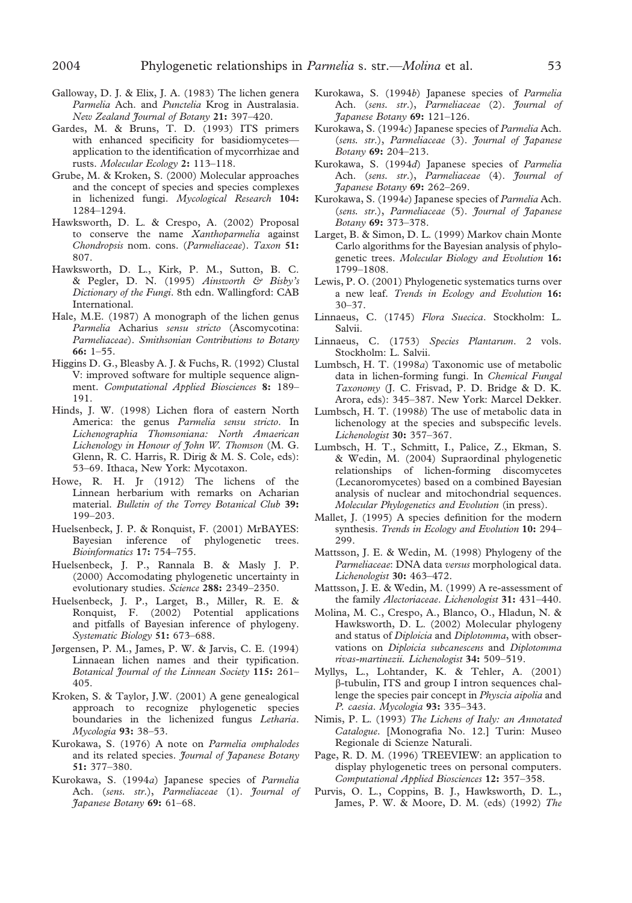Galloway, D. J. & Elix, J. A. (1983) The lichen genera *Parmelia* Ach. and *Punctelia* Krog in Australasia. *New Zealand Journal of Botany* **21:** 397–420.

Gardes, M. & Bruns, T. D. (1993) ITS primers with enhanced specificity for basidiomycetes—application to the identification of mycorrhizae and rusts. *Molecular Ecology* **2:** 113–118.

Grube, M. & Kroken, S. (2000) Molecular approaches and the concept of species and species complexes in lichenized fungi. *Mycological Research* **104:** 1284–1294.

Hawksworth, D. L. & Crespo, A. (2002) Proposal to conserve the name *Xanthoparmelia* against *Chondropsis* nom. cons. (*Parmeliaceae*). *Taxon* **51:** 807.

Hawksworth, D. L., Kirk, P. M., Sutton, B. C. & Pegler, D. N. (1995) *Ainsworth & Bisby's Dictionary of the Fungi*. 8th edn. Wallingford: CAB International.

Hale, M.E. (1987) A monograph of the lichen genus *Parmelia* Acharius *sensu stricto* (Ascomycotina: *Parmeliaceae*). *Smithsonian Contributions to Botany* **66:** 1–55.

Higgins D. G., Bleasby A. J. & Fuchs, R. (1992) Clustal V: improved software for multiple sequence alignment. *Computational Applied Biosciences* **8:** 189–191.

Hinds, J. W. (1998) Lichen flora of eastern North America: the genus *Parmelia sensu stricto*. In *Lichenographia Thomsoniana: North Amaerican Lichenology in Honour of John W. Thomson* (M. G. Glenn, R. C. Harris, R. Dirig & M. S. Cole, eds): 53–69. Ithaca, New York: Mycotaxon.

Howe, R. H. Jr (1912) The lichens of the Linnean herbarium with remarks on Acharian material. *Bulletin of the Torrey Botanical Club* **39:** 199–203.

Huelsenbeck, J. P. & Ronquist, F. (2001) MrBAYES: Bayesian inference of phylogenetic trees. *Bioinformatics* **17:** 754–755.

Huelsenbeck, J. P., Rannala B. & Masly J. P. (2000) Accomodating phylogenetic uncertainty in evolutionary studies. *Science* **288:** 2349–2350.

Huelsenbeck, J. P., Larget, B., Miller, R. E. & Ronquist, F. (2002) Potential applications and pitfalls of Bayesian inference of phylogeny. *Systematic Biology* **51:** 673–688.

Jørgensen, P. M., James, P. W. & Jarvis, C. E. (1994) Linnaean lichen names and their typification. *Botanical Journal of the Linnean Society* **115:** 261–405.

Kroken, S. & Taylor, J.W. (2001) A gene genealogical approach to recognize phylogenetic species boundaries in the lichenized fungus *Letharia*. *Mycologia* **93:** 38–53.

Kurokawa, S. (1976) A note on *Parmelia omphalodes* and its related species. *Journal of Japanese Botany* **51:** 377–380.

Kurokawa, S. (1994*a*) Japanese species of *Parmelia* Ach. (*sens. str.*), *Parmeliaceae* (1). *Journal of Japanese Botany* **69:** 61–68.

Kurokawa, S. (1994*b*) Japanese species of *Parmelia* Ach. (*sens. str.*), *Parmeliaceae* (2). *Journal of Japanese Botany* **69:** 121–126.

Kurokawa, S. (1994*c*) Japanese species of *Parmelia* Ach. (*sens. str.*), *Parmeliaceae* (3). *Journal of Japanese Botany* **69:** 204–213.

Kurokawa, S. (1994*d*) Japanese species of *Parmelia* Ach. (*sens. str.*), *Parmeliaceae* (4). *Journal of Japanese Botany* **69:** 262–269.

Kurokawa, S. (1994*e*) Japanese species of *Parmelia* Ach. (*sens. str.*), *Parmeliaceae* (5). *Journal of Japanese Botany* **69:** 373–378.

Larget, B. & Simon, D. L. (1999) Markov chain Monte Carlo algorithms for the Bayesian analysis of phylogenetic trees. *Molecular Biology and Evolution* **16:** 1799–1808.

Lewis, P. O. (2001) Phylogenetic systematics turns over a new leaf. *Trends in Ecology and Evolution* **16:** 30–37.

Linnaeus, C. (1745) *Flora Suecica*. Stockholm: L. Salvii.

Linnaeus, C. (1753) *Species Plantarum*. 2 vols. Stockholm: L. Salvii.

Lumbsch, H. T. (1998*a*) Taxonomic use of metabolic data in lichen-forming fungi. In *Chemical Fungal Taxonomy* (J. C. Frisvad, P. D. Bridge & D. K. Arora, eds): 345–387. New York: Marcel Dekker.

Lumbsch, H. T. (1998*b*) The use of metabolic data in lichenology at the species and subspecific levels. *Lichenologist* **30:** 357–367.

Lumbsch, H. T., Schmitt, I., Palice, Z., Ekman, S. & Wedin, M. (2004) Supraordinal phylogenetic relationships of lichen-forming discomycetes (Lecanoromycetes) based on a combined Bayesian analysis of nuclear and mitochondrial sequences. *Molecular Phylogenetics and Evolution* (in press).

Mallet, J. (1995) A species definition for the modern synthesis. *Trends in Ecology and Evolution* **10:** 294–299.

Mattsson, J. E. & Wedin, M. (1998) Phylogeny of the *Parmeliaceae*: DNA data *versus* morphological data. *Lichenologist* **30:** 463–472.

Mattsson, J. E. & Wedin, M. (1999) A re-assessment of the family *Alectoriaceae*. *Lichenologist* **31:** 431–440.

Molina, M. C., Crespo, A., Blanco, O., Hladun, N. & Hawksworth, D. L. (2002) Molecular phylogeny and status of *Diploicia* and *Diplotomma*, with observations on *Diploicia subcanescens* and *Diplotomma rivas-martinezii*. *Lichenologist* **34:** 509–519.

Myllys, L., Lohtander, K. & Tehler, A. (2001) β-tubulin, ITS and group I intron sequences challenge the species pair concept in *Physcia aipolia* and *P. caesia*. *Mycologia* **93:** 335–343.

Nimis, P. L. (1993) *The Lichens of Italy: an Annotated Catalogue*. [Monografia No. 12.] Turin: Museo Regionale di Scienze Naturali.

Page, R. D. M. (1996) TREEVIEW: an application to display phylogenetic trees on personal computers. *Computational Applied Biosciences* **12:** 357–358.

Purvis, O. L., Coppins, B. J., Hawksworth, D. L., James, P. W. & Moore, D. M. (eds) (1992) *The*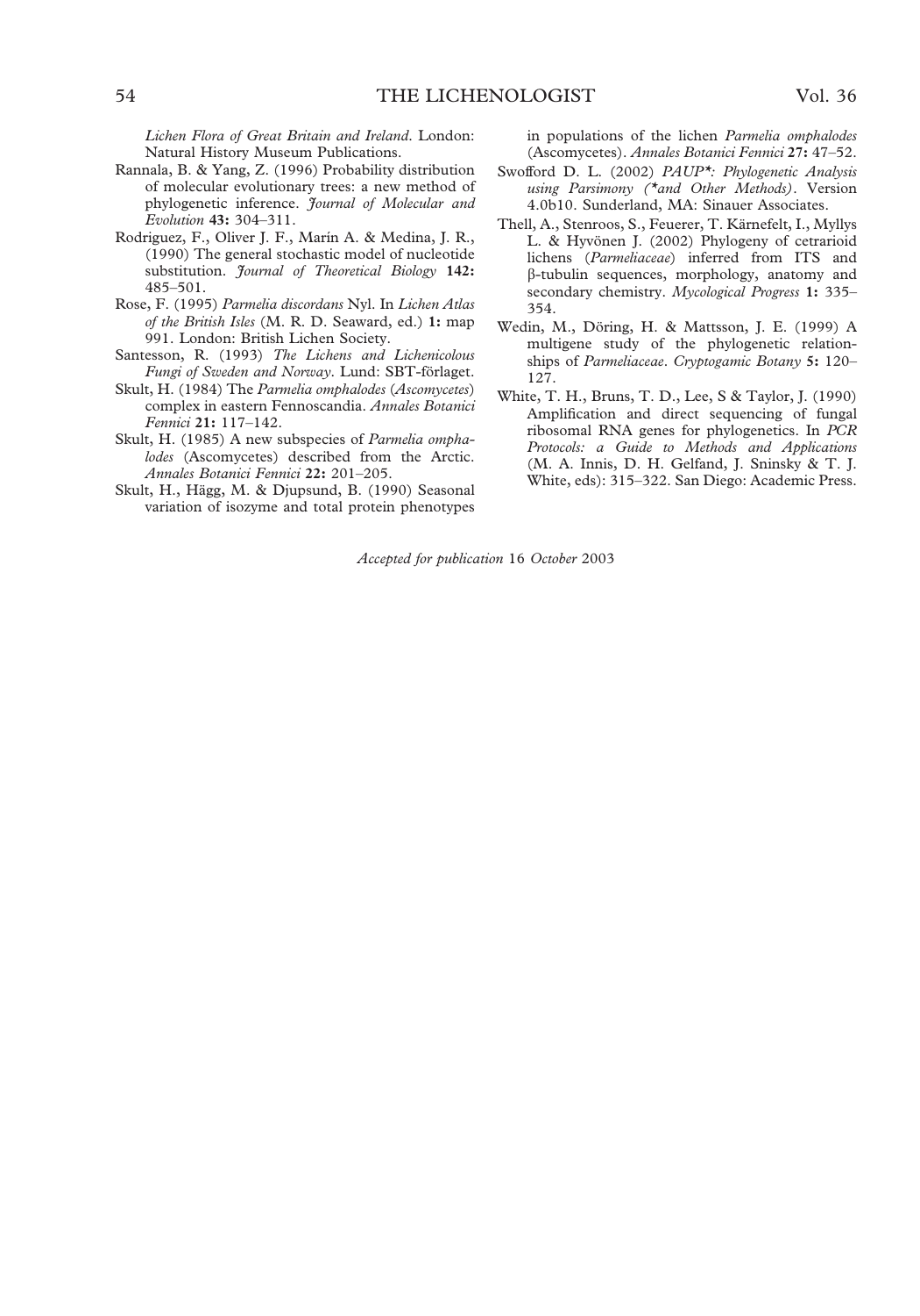*Lichen Flora of Great Britain and Ireland*. London: Natural History Museum Publications.

Rannala, B. & Yang, Z. (1996) Probability distribution of molecular evolutionary trees: a new method of phylogenetic inference. *Journal of Molecular and Evolution* **43:** 304–311.

Rodriguez, F., Oliver J. F., Marín A. & Medina, J. R., (1990) The general stochastic model of nucleotide substitution. *Journal of Theoretical Biology* **142:** 485–501.

Rose, F. (1995) *Parmelia discordans* Nyl. In *Lichen Atlas of the British Isles* (M. R. D. Seaward, ed.) **1:** map 991. London: British Lichen Society.

Santesson, R. (1993) *The Lichens and Lichenicolous Fungi of Sweden and Norway*. Lund: SBT-förlaget.

Skult, H. (1984) The *Parmelia omphalodes* (*Ascomycetes*) complex in eastern Fennoscandia. *Annales Botanici Fennici* **21:** 117–142.

Skult, H. (1985) A new subspecies of *Parmelia omphalodes* (Ascomycetes) described from the Arctic. *Annales Botanici Fennici* **22:** 201–205.

Skult, H., Hägg, M. & Djupsund, B. (1990) Seasonal variation of isozyme and total protein phenotypes in populations of the lichen *Parmelia omphalodes* (Ascomycetes). *Annales Botanici Fennici* **27:** 47–52.

Swofford D. L. (2002) *PAUP\*: Phylogenetic Analysis using Parsimony (\*and Other Methods)*. Version 4.0b10. Sunderland, MA: Sinauer Associates.

Thell, A., Stenroos, S., Feuerer, T. Kärnefelt, I., Myllys L. & Hyvönen J. (2002) Phylogeny of cetrarioid lichens (*Parmeliaceae*) inferred from ITS and β-tubulin sequences, morphology, anatomy and secondary chemistry. *Mycological Progress* **1:** 335–354.

Wedin, M., Döring, H. & Mattsson, J. E. (1999) A multigene study of the phylogenetic relationships of *Parmeliaceae*. *Cryptogamic Botany* **5:** 120–127.

White, T. H., Bruns, T. D., Lee, S & Taylor, J. (1990) Amplification and direct sequencing of fungal ribosomal RNA genes for phylogenetics. In *PCR Protocols: a Guide to Methods and Applications* (M. A. Innis, D. H. Gelfand, J. Sninsky & T. J. White, eds): 315–322. San Diego: Academic Press.

*Accepted for publication* 16 *October* 2003